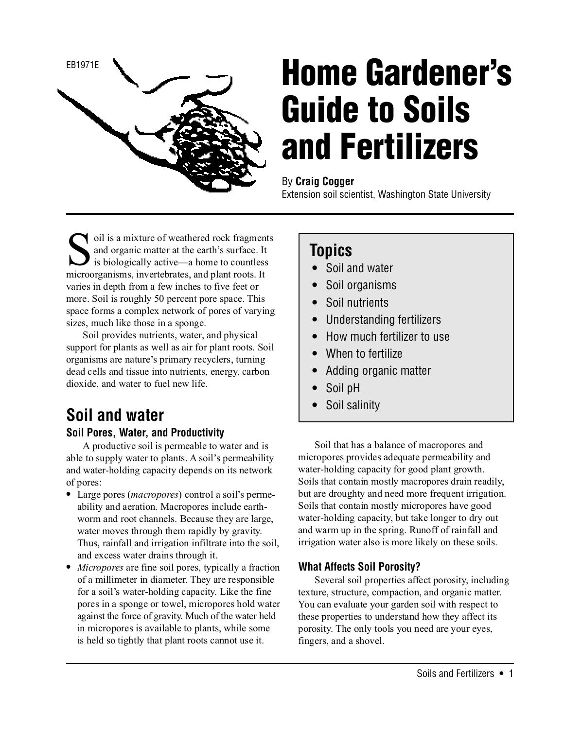EB1971E

# Home Gardener's Guide to Soils and Fertilizers

By **Craig Cogger**
Extension soil scientist, Washington State University

Soil is a mixture of weathered rock fragments and organic matter at the earth's surface. It is biologically active—a home to countless microorganisms, invertebrates, and plant roots. It varies in depth from a few inches to five feet or more. Soil is roughly 50 percent pore space. This space forms a complex network of pores of varying sizes, much like those in a sponge.

Soil provides nutrients, water, and physical support for plants as well as air for plant roots. Soil organisms are nature's primary recyclers, turning dead cells and tissue into nutrients, energy, carbon dioxide, and water to fuel new life.

## Topics

- Soil and water
- Soil organisms
- Soil nutrients
- Understanding fertilizers
- How much fertilizer to use
- When to fertilize
- Adding organic matter
- Soil pH
- Soil salinity

## Soil and water

### Soil Pores, Water, and Productivity

A productive soil is permeable to water and is able to supply water to plants. A soil's permeability and water-holding capacity depends on its network of pores:

- Large pores (*macropores*) control a soil's permeability and aeration. Macropores include earthworm and root channels. Because they are large, water moves through them rapidly by gravity. Thus, rainfall and irrigation infiltrate into the soil, and excess water drains through it.
- *Micropores* are fine soil pores, typically a fraction of a millimeter in diameter. They are responsible for a soil's water-holding capacity. Like the fine pores in a sponge or towel, micropores hold water against the force of gravity. Much of the water held in micropores is available to plants, while some is held so tightly that plant roots cannot use it.

Soil that has a balance of macropores and micropores provides adequate permeability and water-holding capacity for good plant growth. Soils that contain mostly macropores drain readily, but are droughty and need more frequent irrigation. Soils that contain mostly micropores have good water-holding capacity, but take longer to dry out and warm up in the spring. Runoff of rainfall and irrigation water also is more likely on these soils.

### What Affects Soil Porosity?

Several soil properties affect porosity, including texture, structure, compaction, and organic matter. You can evaluate your garden soil with respect to these properties to understand how they affect its porosity. The only tools you need are your eyes, fingers, and a shovel.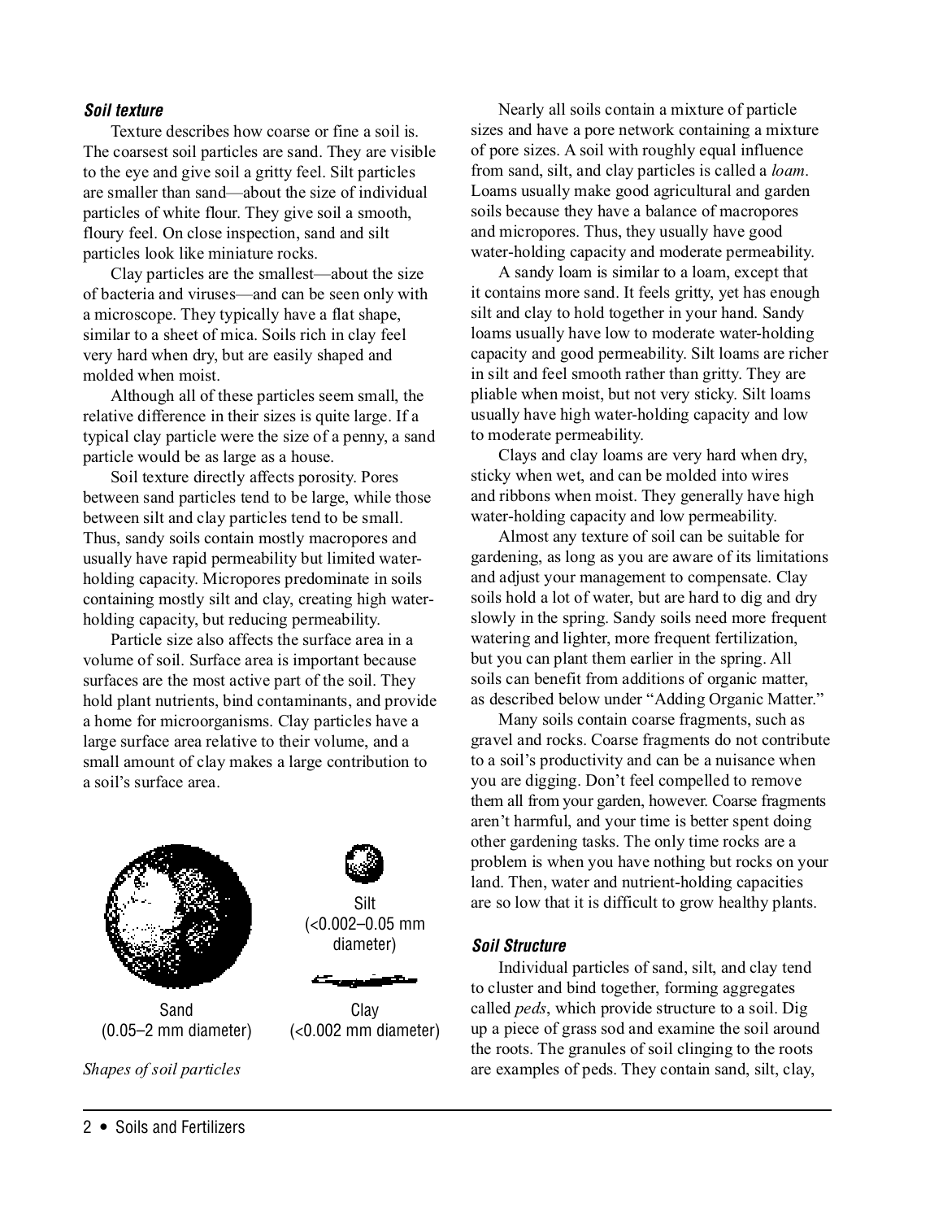### *Soil texture*

Texture describes how coarse or fine a soil is. The coarsest soil particles are sand. They are visible to the eye and give soil a gritty feel. Silt particles are smaller than sand—about the size of individual particles of white flour. They give soil a smooth, floury feel. On close inspection, sand and silt particles look like miniature rocks.

Clay particles are the smallest—about the size of bacteria and viruses—and can be seen only with a microscope. They typically have a flat shape, similar to a sheet of mica. Soils rich in clay feel very hard when dry, but are easily shaped and molded when moist.

Although all of these particles seem small, the relative difference in their sizes is quite large. If a typical clay particle were the size of a penny, a sand particle would be as large as a house.

Soil texture directly affects porosity. Pores between sand particles tend to be large, while those between silt and clay particles tend to be small. Thus, sandy soils contain mostly macropores and usually have rapid permeability but limited water-holding capacity. Micropores predominate in soils containing mostly silt and clay, creating high water-holding capacity, but reducing permeability.

Particle size also affects the surface area in a volume of soil. Surface area is important because surfaces are the most active part of the soil. They hold plant nutrients, bind contaminants, and provide a home for microorganisms. Clay particles have a large surface area relative to their volume, and a small amount of clay makes a large contribution to a soil's surface area.

Sand (0.05–2 mm diameter)

Silt (<0.002–0.05 mm diameter)

Clay (<0.002 mm diameter)

*Shapes of soil particles*

Nearly all soils contain a mixture of particle sizes and have a pore network containing a mixture of pore sizes. A soil with roughly equal influence from sand, silt, and clay particles is called a *loam*. Loams usually make good agricultural and garden soils because they have a balance of macropores and micropores. Thus, they usually have good water-holding capacity and moderate permeability.

A sandy loam is similar to a loam, except that it contains more sand. It feels gritty, yet has enough silt and clay to hold together in your hand. Sandy loams usually have low to moderate water-holding capacity and good permeability. Silt loams are richer in silt and feel smooth rather than gritty. They are pliable when moist, but not very sticky. Silt loams usually have high water-holding capacity and low to moderate permeability.

Clays and clay loams are very hard when dry, sticky when wet, and can be molded into wires and ribbons when moist. They generally have high water-holding capacity and low permeability.

Almost any texture of soil can be suitable for gardening, as long as you are aware of its limitations and adjust your management to compensate. Clay soils hold a lot of water, but are hard to dig and dry slowly in the spring. Sandy soils need more frequent watering and lighter, more frequent fertilization, but you can plant them earlier in the spring. All soils can benefit from additions of organic matter, as described below under "Adding Organic Matter."

Many soils contain coarse fragments, such as gravel and rocks. Coarse fragments do not contribute to a soil's productivity and can be a nuisance when you are digging. Don't feel compelled to remove them all from your garden, however. Coarse fragments aren't harmful, and your time is better spent doing other gardening tasks. The only time rocks are a problem is when you have nothing but rocks on your land. Then, water and nutrient-holding capacities are so low that it is difficult to grow healthy plants.

### *Soil Structure*

Individual particles of sand, silt, and clay tend to cluster and bind together, forming aggregates called *peds*, which provide structure to a soil. Dig up a piece of grass sod and examine the soil around the roots. The granules of soil clinging to the roots are examples of peds. They contain sand, silt, clay,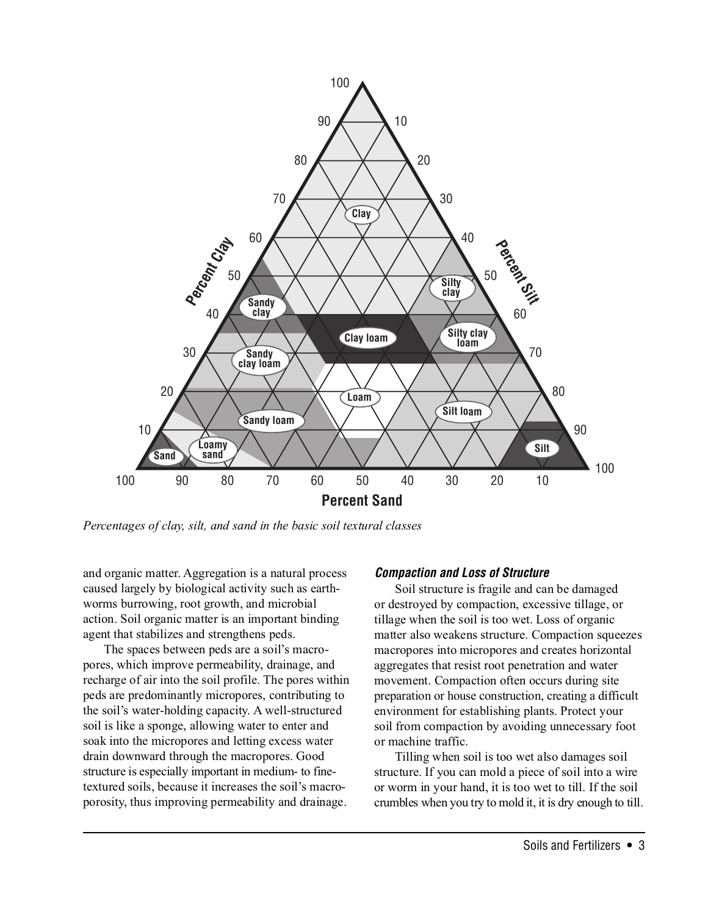*Percentages of clay, silt, and sand in the basic soil textural classes*

and organic matter. Aggregation is a natural process caused largely by biological activity such as earthworms burrowing, root growth, and microbial action. Soil organic matter is an important binding agent that stabilizes and strengthens peds.

The spaces between peds are a soil's macropores, which improve permeability, drainage, and recharge of air into the soil profile. The pores within peds are predominantly micropores, contributing to the soil's water-holding capacity. A well-structured soil is like a sponge, allowing water to enter and soak into the micropores and letting excess water drain downward through the macropores. Good structure is especially important in medium- to fine-textured soils, because it increases the soil's macroporosity, thus improving permeability and drainage.

### *Compaction and Loss of Structure*

Soil structure is fragile and can be damaged or destroyed by compaction, excessive tillage, or tillage when the soil is too wet. Loss of organic matter also weakens structure. Compaction squeezes macropores into micropores and creates horizontal aggregates that resist root penetration and water movement. Compaction often occurs during site preparation or house construction, creating a difficult environment for establishing plants. Protect your soil from compaction by avoiding unnecessary foot or machine traffic.

Tilling when soil is too wet also damages soil structure. If you can mold a piece of soil into a wire or worm in your hand, it is too wet to till. If the soil crumbles when you try to mold it, it is dry enough to till.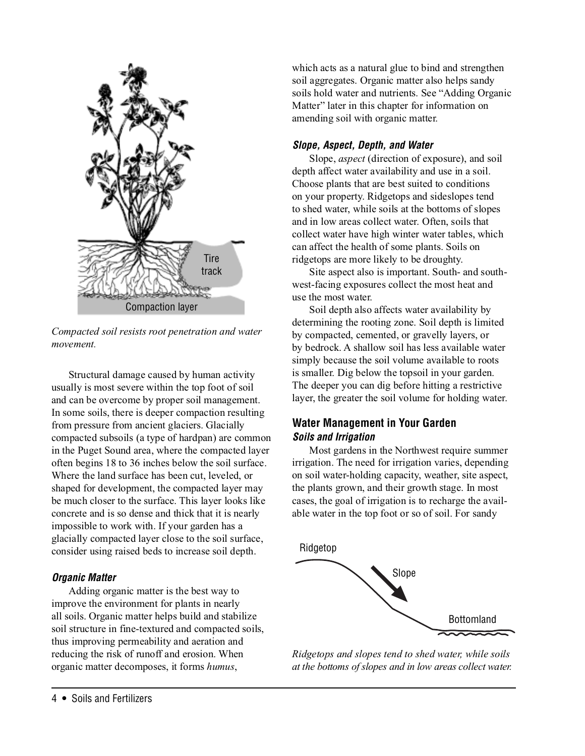*Compacted soil resists root penetration and water movement.*

Structural damage caused by human activity usually is most severe within the top foot of soil and can be overcome by proper soil management. In some soils, there is deeper compaction resulting from pressure from ancient glaciers. Glacially compacted subsoils (a type of hardpan) are common in the Puget Sound area, where the compacted layer often begins 18 to 36 inches below the soil surface. Where the land surface has been cut, leveled, or shaped for development, the compacted layer may be much closer to the surface. This layer looks like concrete and is so dense and thick that it is nearly impossible to work with. If your garden has a glacially compacted layer close to the soil surface, consider using raised beds to increase soil depth.

#### *Organic Matter*

Adding organic matter is the best way to improve the environment for plants in nearly all soils. Organic matter helps build and stabilize soil structure in fine-textured and compacted soils, thus improving permeability and aeration and reducing the risk of runoff and erosion. When organic matter decomposes, it forms *humus*, which acts as a natural glue to bind and strengthen soil aggregates. Organic matter also helps sandy soils hold water and nutrients. See "Adding Organic Matter" later in this chapter for information on amending soil with organic matter.

#### *Slope, Aspect, Depth, and Water*

Slope, *aspect* (direction of exposure), and soil depth affect water availability and use in a soil. Choose plants that are best suited to conditions on your property. Ridgetops and sideslopes tend to shed water, while soils at the bottoms of slopes and in low areas collect water. Often, soils that collect water have high winter water tables, which can affect the health of some plants. Soils on ridgetops are more likely to be droughty.

Site aspect also is important. South- and southwest-facing exposures collect the most heat and use the most water.

Soil depth also affects water availability by determining the rooting zone. Soil depth is limited by compacted, cemented, or gravelly layers, or by bedrock. A shallow soil has less available water simply because the soil volume available to roots is smaller. Dig below the topsoil in your garden. The deeper you can dig before hitting a restrictive layer, the greater the soil volume for holding water.

### Water Management in Your Garden

#### *Soils and Irrigation*

Most gardens in the Northwest require summer irrigation. The need for irrigation varies, depending on soil water-holding capacity, weather, site aspect, the plants grown, and their growth stage. In most cases, the goal of irrigation is to recharge the available water in the top foot or so of soil. For sandy

*Ridgetops and slopes tend to shed water, while soils at the bottoms of slopes and in low areas collect water.*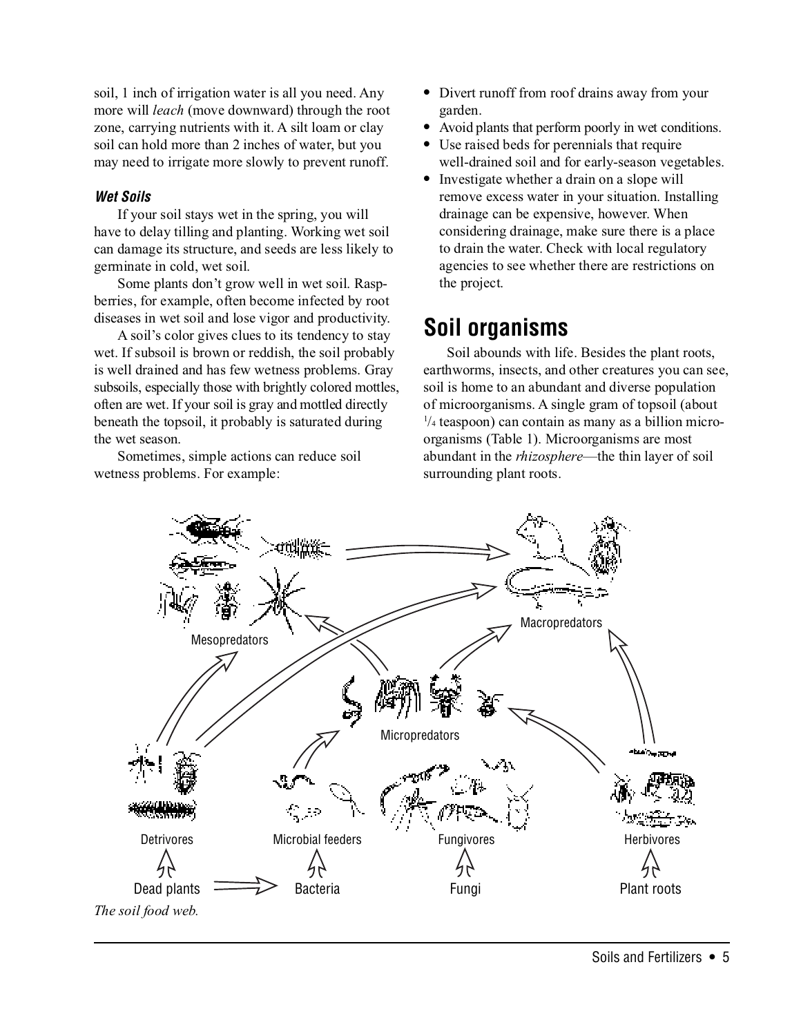soil, 1 inch of irrigation water is all you need. Any more will *leach* (move downward) through the root zone, carrying nutrients with it. A silt loam or clay soil can hold more than 2 inches of water, but you may need to irrigate more slowly to prevent runoff.

#### *Wet Soils*

If your soil stays wet in the spring, you will have to delay tilling and planting. Working wet soil can damage its structure, and seeds are less likely to germinate in cold, wet soil.

Some plants don't grow well in wet soil. Raspberries, for example, often become infected by root diseases in wet soil and lose vigor and productivity.

A soil's color gives clues to its tendency to stay wet. If subsoil is brown or reddish, the soil probably is well drained and has few wetness problems. Gray subsoils, especially those with brightly colored mottles, often are wet. If your soil is gray and mottled directly beneath the topsoil, it probably is saturated during the wet season.

Sometimes, simple actions can reduce soil wetness problems. For example:

- Divert runoff from roof drains away from your garden.
- Avoid plants that perform poorly in wet conditions.
- Use raised beds for perennials that require well-drained soil and for early-season vegetables.
- Investigate whether a drain on a slope will remove excess water in your situation. Installing drainage can be expensive, however. When considering drainage, make sure there is a place to drain the water. Check with local regulatory agencies to see whether there are restrictions on the project.

## Soil organisms

Soil abounds with life. Besides the plant roots, earthworms, insects, and other creatures you can see, soil is home to an abundant and diverse population of microorganisms. A single gram of topsoil (about $^{1}/_{4}$ teaspoon) can contain as many as a billion microorganisms (Table 1). Microorganisms are most abundant in the *rhizosphere*—the thin layer of soil surrounding plant roots.

Mesopredators

Macropredators

Micropredators

Detrivores

Microbial feeders

Fungivores

Herbivores

Dead plants

Bacteria

Fungi

Plant roots

*The soil food web.*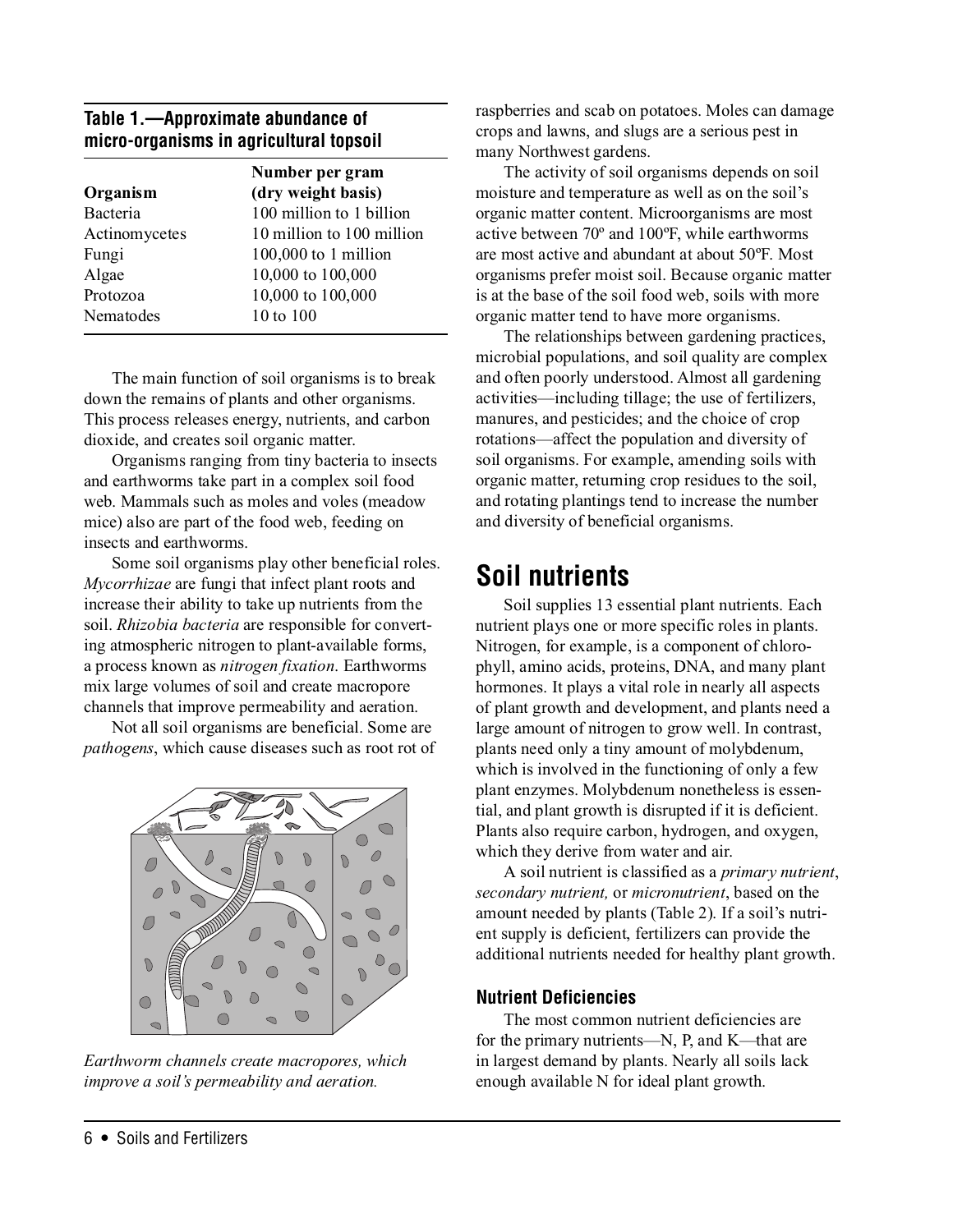**Table 1.—Approximate abundance of micro-organisms in agricultural topsoil**

| Organism | Number per gram (dry weight basis) |
|---|---|
| Bacteria | 100 million to 1 billion |
| Actinomycetes | 10 million to 100 million |
| Fungi | 100,000 to 1 million |
| Algae | 10,000 to 100,000 |
| Protozoa | 10,000 to 100,000 |
| Nematodes | 10 to 100 |

The main function of soil organisms is to break down the remains of plants and other organisms. This process releases energy, nutrients, and carbon dioxide, and creates soil organic matter.

Organisms ranging from tiny bacteria to insects and earthworms take part in a complex soil food web. Mammals such as moles and voles (meadow mice) also are part of the food web, feeding on insects and earthworms.

Some soil organisms play other beneficial roles. *Mycorrhizae* are fungi that infect plant roots and increase their ability to take up nutrients from the soil. *Rhizobia bacteria* are responsible for converting atmospheric nitrogen to plant-available forms, a process known as *nitrogen fixation*. Earthworms mix large volumes of soil and create macropore channels that improve permeability and aeration.

Not all soil organisms are beneficial. Some are *pathogens*, which cause diseases such as root rot of raspberries and scab on potatoes. Moles can damage crops and lawns, and slugs are a serious pest in many Northwest gardens.

*Earthworm channels create macropores, which improve a soil's permeability and aeration.*

The activity of soil organisms depends on soil moisture and temperature as well as on the soil's organic matter content. Microorganisms are most active between 70º and 100ºF, while earthworms are most active and abundant at about 50ºF. Most organisms prefer moist soil. Because organic matter is at the base of the soil food web, soils with more organic matter tend to have more organisms.

The relationships between gardening practices, microbial populations, and soil quality are complex and often poorly understood. Almost all gardening activities—including tillage; the use of fertilizers, manures, and pesticides; and the choice of crop rotations—affect the population and diversity of soil organisms. For example, amending soils with organic matter, returning crop residues to the soil, and rotating plantings tend to increase the number and diversity of beneficial organisms.

# Soil nutrients

Soil supplies 13 essential plant nutrients. Each nutrient plays one or more specific roles in plants. Nitrogen, for example, is a component of chlorophyll, amino acids, proteins, DNA, and many plant hormones. It plays a vital role in nearly all aspects of plant growth and development, and plants need a large amount of nitrogen to grow well. In contrast, plants need only a tiny amount of molybdenum, which is involved in the functioning of only a few plant enzymes. Molybdenum nonetheless is essential, and plant growth is disrupted if it is deficient. Plants also require carbon, hydrogen, and oxygen, which they derive from water and air.

A soil nutrient is classified as a *primary nutrient*, *secondary nutrient,* or *micronutrient*, based on the amount needed by plants (Table 2). If a soil's nutrient supply is deficient, fertilizers can provide the additional nutrients needed for healthy plant growth.

### Nutrient Deficiencies

The most common nutrient deficiencies are for the primary nutrients—N, P, and K—that are in largest demand by plants. Nearly all soils lack enough available N for ideal plant growth.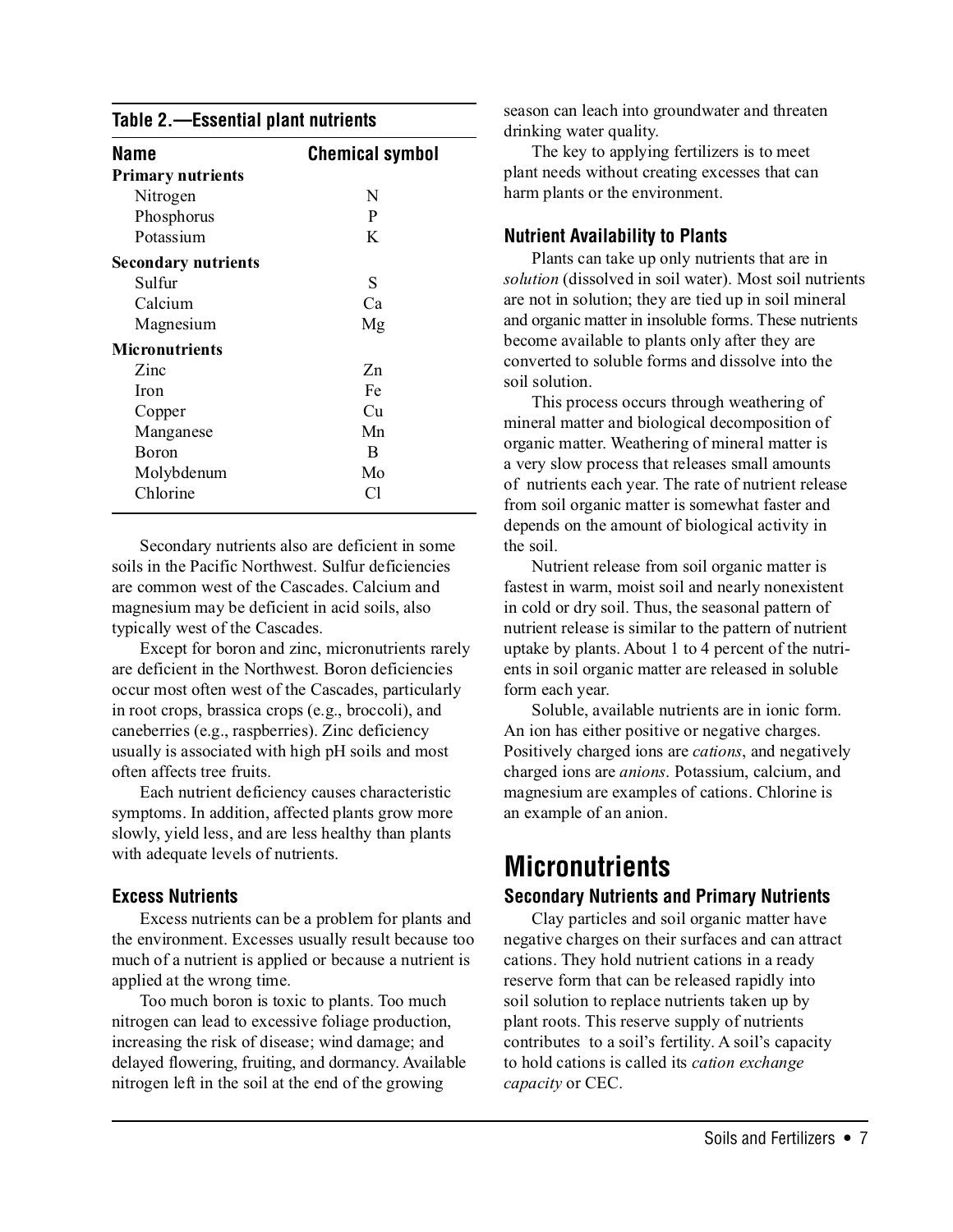**Table 2.—Essential plant nutrients**

| Name | Chemical symbol |
|---|---|
| **Primary nutrients** | |
| Nitrogen | N |
| Phosphorus | P |
| Potassium | K |
| **Secondary nutrients** | |
| Sulfur | S |
| Calcium | Ca |
| Magnesium | Mg |
| **Micronutrients** | |
| Zinc | Zn |
| Iron | Fe |
| Copper | Cu |
| Manganese | Mn |
| Boron | B |
| Molybdenum | Mo |
| Chlorine | Cl |

Secondary nutrients also are deficient in some soils in the Pacific Northwest. Sulfur deficiencies are common west of the Cascades. Calcium and magnesium may be deficient in acid soils, also typically west of the Cascades.

Except for boron and zinc, micronutrients rarely are deficient in the Northwest. Boron deficiencies occur most often west of the Cascades, particularly in root crops, brassica crops (e.g., broccoli), and caneberries (e.g., raspberries). Zinc deficiency usually is associated with high pH soils and most often affects tree fruits.

Each nutrient deficiency causes characteristic symptoms. In addition, affected plants grow more slowly, yield less, and are less healthy than plants with adequate levels of nutrients.

### Excess Nutrients

Excess nutrients can be a problem for plants and the environment. Excesses usually result because too much of a nutrient is applied or because a nutrient is applied at the wrong time.

Too much boron is toxic to plants. Too much nitrogen can lead to excessive foliage production, increasing the risk of disease; wind damage; and delayed flowering, fruiting, and dormancy. Available nitrogen left in the soil at the end of the growing season can leach into groundwater and threaten drinking water quality.

The key to applying fertilizers is to meet plant needs without creating excesses that can harm plants or the environment.

### Nutrient Availability to Plants

Plants can take up only nutrients that are in *solution* (dissolved in soil water). Most soil nutrients are not in solution; they are tied up in soil mineral and organic matter in insoluble forms. These nutrients become available to plants only after they are converted to soluble forms and dissolve into the soil solution.

This process occurs through weathering of mineral matter and biological decomposition of organic matter. Weathering of mineral matter is a very slow process that releases small amounts of nutrients each year. The rate of nutrient release from soil organic matter is somewhat faster and depends on the amount of biological activity in the soil.

Nutrient release from soil organic matter is fastest in warm, moist soil and nearly nonexistent in cold or dry soil. Thus, the seasonal pattern of nutrient release is similar to the pattern of nutrient uptake by plants. About 1 to 4 percent of the nutrients in soil organic matter are released in soluble form each year.

Soluble, available nutrients are in ionic form. An ion has either positive or negative charges. Positively charged ions are *cations*, and negatively charged ions are *anions*. Potassium, calcium, and magnesium are examples of cations. Chlorine is an example of an anion.

# Micronutrients

### Secondary Nutrients and Primary Nutrients

Clay particles and soil organic matter have negative charges on their surfaces and can attract cations. They hold nutrient cations in a ready reserve form that can be released rapidly into soil solution to replace nutrients taken up by plant roots. This reserve supply of nutrients contributes to a soil's fertility. A soil's capacity to hold cations is called its *cation exchange capacity* or CEC.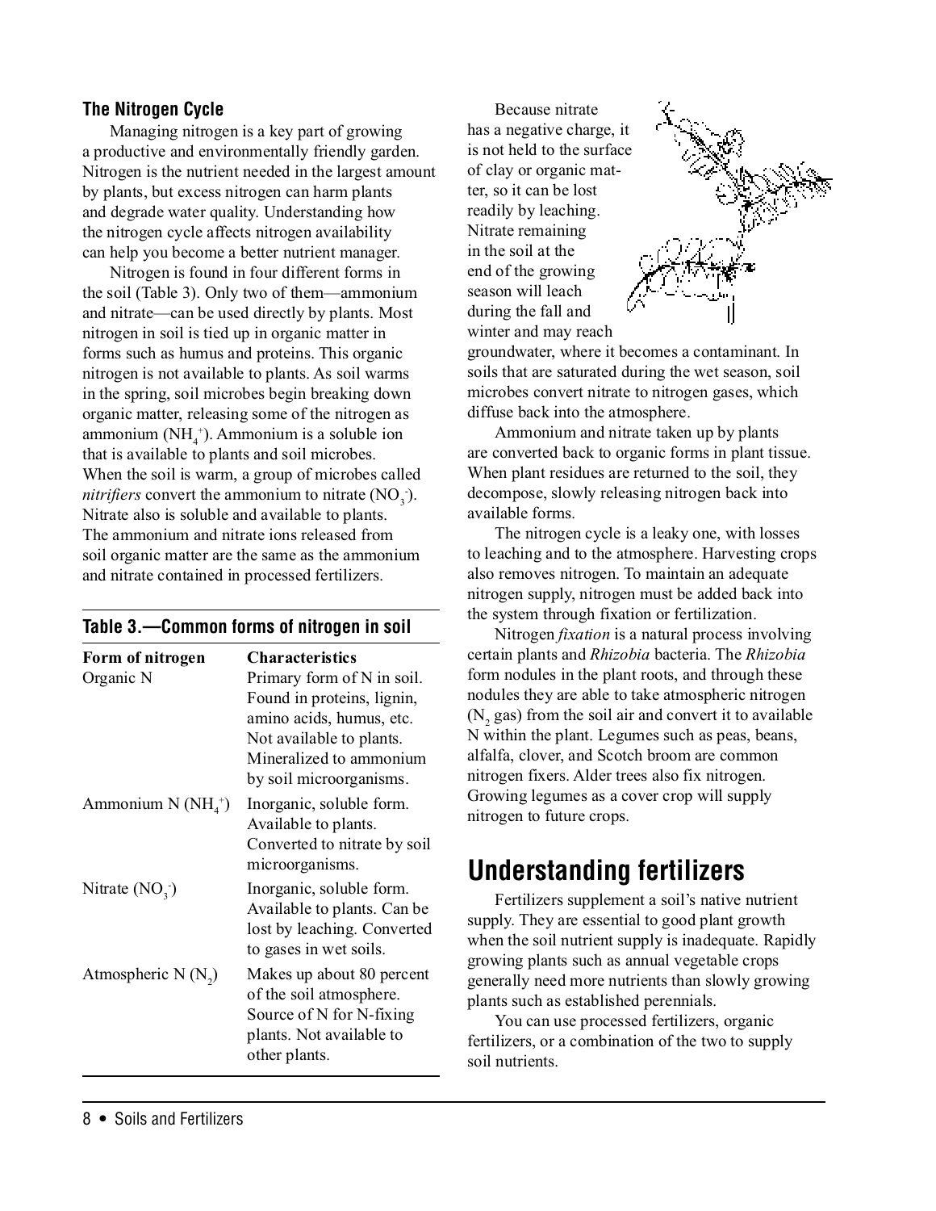### The Nitrogen Cycle

Managing nitrogen is a key part of growing a productive and environmentally friendly garden. Nitrogen is the nutrient needed in the largest amount by plants, but excess nitrogen can harm plants and degrade water quality. Understanding how the nitrogen cycle affects nitrogen availability can help you become a better nutrient manager.

Nitrogen is found in four different forms in the soil (Table 3). Only two of them—ammonium and nitrate—can be used directly by plants. Most nitrogen in soil is tied up in organic matter in forms such as humus and proteins. This organic nitrogen is not available to plants. As soil warms in the spring, soil microbes begin breaking down organic matter, releasing some of the nitrogen as ammonium ($NH_4^+$). Ammonium is a soluble ion that is available to plants and soil microbes. When the soil is warm, a group of microbes called *nitrifiers* convert the ammonium to nitrate ($NO_3^-$). Nitrate also is soluble and available to plants. The ammonium and nitrate ions released from soil organic matter are the same as the ammonium and nitrate contained in processed fertilizers.

**Table 3.—Common forms of nitrogen in soil**

| Form of nitrogen | Characteristics |
|---|---|
| Organic N | Primary form of N in soil. Found in proteins, lignin, amino acids, humus, etc. Not available to plants. Mineralized to ammonium by soil microorganisms. |
| Ammonium N ($NH_4^+$) | Inorganic, soluble form. Available to plants. Converted to nitrate by soil microorganisms. |
| Nitrate ($NO_3^-$) | Inorganic, soluble form. Available to plants. Can be lost by leaching. Converted to gases in wet soils. |
| Atmospheric N ($N_2$) | Makes up about 80 percent of the soil atmosphere. Source of N for N-fixing plants. Not available to other plants. |

Because nitrate has a negative charge, it is not held to the surface of clay or organic matter, so it can be lost readily by leaching. Nitrate remaining in the soil at the end of the growing season will leach during the fall and winter and may reach groundwater, where it becomes a contaminant. In soils that are saturated during the wet season, soil microbes convert nitrate to nitrogen gases, which diffuse back into the atmosphere.

Ammonium and nitrate taken up by plants are converted back to organic forms in plant tissue. When plant residues are returned to the soil, they decompose, slowly releasing nitrogen back into available forms.

The nitrogen cycle is a leaky one, with losses to leaching and to the atmosphere. Harvesting crops also removes nitrogen. To maintain an adequate nitrogen supply, nitrogen must be added back into the system through fixation or fertilization.

Nitrogen *fixation* is a natural process involving certain plants and *Rhizobia* bacteria. The *Rhizobia* form nodules in the plant roots, and through these nodules they are able to take atmospheric nitrogen ($N_2$ gas) from the soil air and convert it to available N within the plant. Legumes such as peas, beans, alfalfa, clover, and Scotch broom are common nitrogen fixers. Alder trees also fix nitrogen. Growing legumes as a cover crop will supply nitrogen to future crops.

## Understanding fertilizers

Fertilizers supplement a soil's native nutrient supply. They are essential to good plant growth when the soil nutrient supply is inadequate. Rapidly growing plants such as annual vegetable crops generally need more nutrients than slowly growing plants such as established perennials.

You can use processed fertilizers, organic fertilizers, or a combination of the two to supply soil nutrients.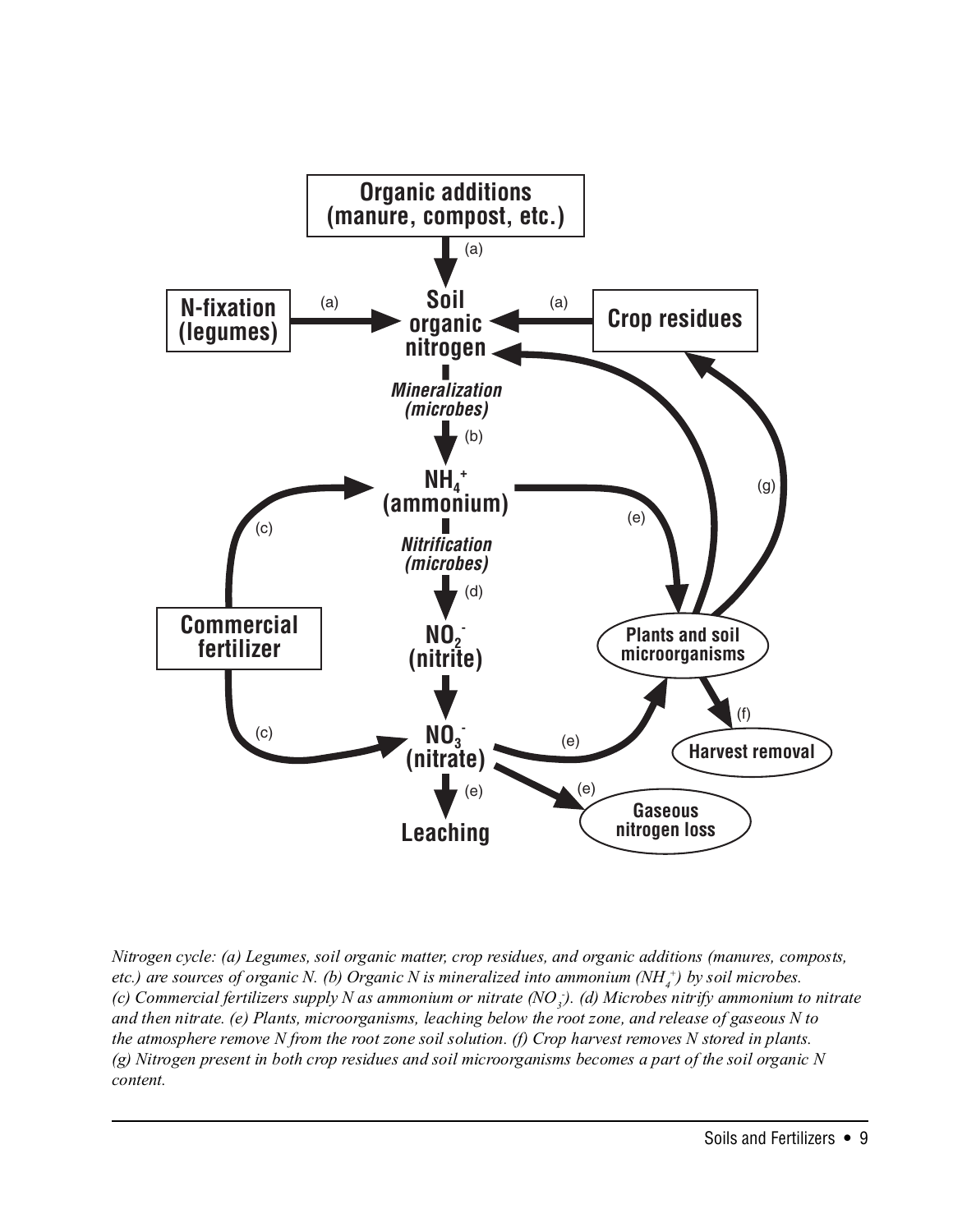*Nitrogen cycle: (a) Legumes, soil organic matter, crop residues, and organic additions (manures, composts, etc.) are sources of organic N. (b) Organic N is mineralized into ammonium ($NH_4^+$) by soil microbes. (c) Commercial fertilizers supply N as ammonium or nitrate ($NO_3^-$). (d) Microbes nitrify ammonium to nitrate and then nitrate. (e) Plants, microorganisms, leaching below the root zone, and release of gaseous N to the atmosphere remove N from the root zone soil solution. (f) Crop harvest removes N stored in plants. (g) Nitrogen present in both crop residues and soil microorganisms becomes a part of the soil organic N content.*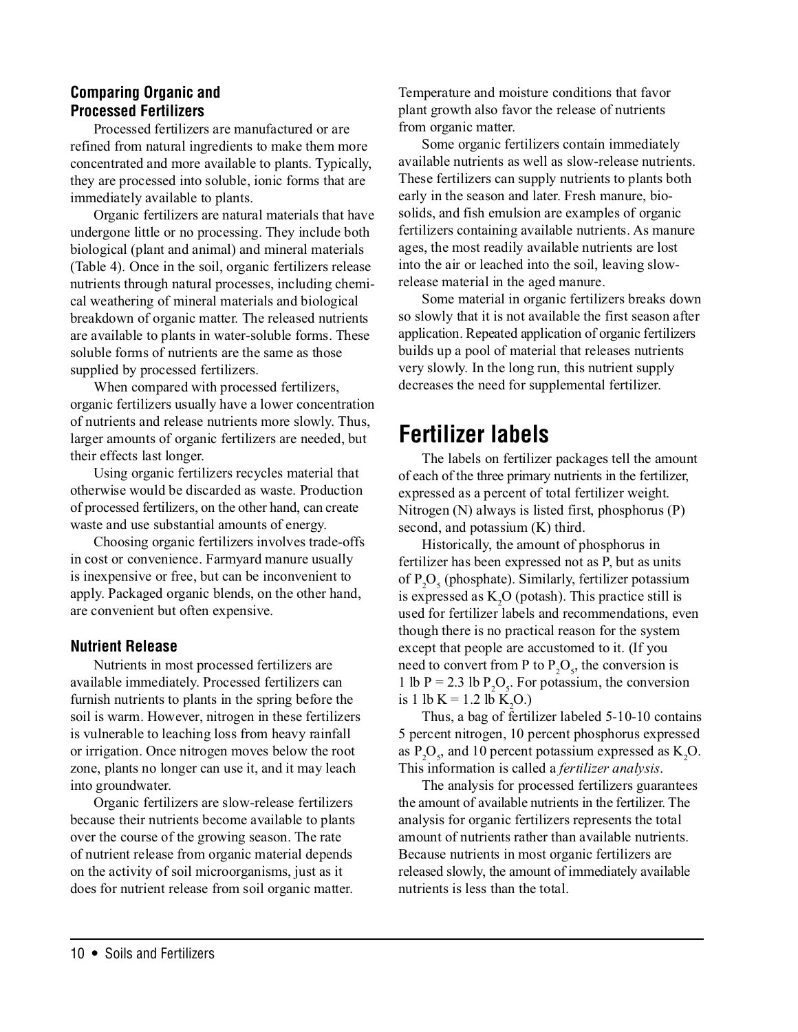### Comparing Organic and Processed Fertilizers

Processed fertilizers are manufactured or are refined from natural ingredients to make them more concentrated and more available to plants. Typically, they are processed into soluble, ionic forms that are immediately available to plants.

Organic fertilizers are natural materials that have undergone little or no processing. They include both biological (plant and animal) and mineral materials (Table 4). Once in the soil, organic fertilizers release nutrients through natural processes, including chemical weathering of mineral materials and biological breakdown of organic matter. The released nutrients are available to plants in water-soluble forms. These soluble forms of nutrients are the same as those supplied by processed fertilizers.

When compared with processed fertilizers, organic fertilizers usually have a lower concentration of nutrients and release nutrients more slowly. Thus, larger amounts of organic fertilizers are needed, but their effects last longer.

Using organic fertilizers recycles material that otherwise would be discarded as waste. Production of processed fertilizers, on the other hand, can create waste and use substantial amounts of energy.

Choosing organic fertilizers involves trade-offs in cost or convenience. Farmyard manure usually is inexpensive or free, but can be inconvenient to apply. Packaged organic blends, on the other hand, are convenient but often expensive.

### Nutrient Release

Nutrients in most processed fertilizers are available immediately. Processed fertilizers can furnish nutrients to plants in the spring before the soil is warm. However, nitrogen in these fertilizers is vulnerable to leaching loss from heavy rainfall or irrigation. Once nitrogen moves below the root zone, plants no longer can use it, and it may leach into groundwater.

Organic fertilizers are slow-release fertilizers because their nutrients become available to plants over the course of the growing season. The rate of nutrient release from organic material depends on the activity of soil microorganisms, just as it does for nutrient release from soil organic matter. Temperature and moisture conditions that favor plant growth also favor the release of nutrients from organic matter.

Some organic fertilizers contain immediately available nutrients as well as slow-release nutrients. These fertilizers can supply nutrients to plants both early in the season and later. Fresh manure, biosolids, and fish emulsion are examples of organic fertilizers containing available nutrients. As manure ages, the most readily available nutrients are lost into the air or leached into the soil, leaving slow-release material in the aged manure.

Some material in organic fertilizers breaks down so slowly that it is not available the first season after application. Repeated application of organic fertilizers builds up a pool of material that releases nutrients very slowly. In the long run, this nutrient supply decreases the need for supplemental fertilizer.

## Fertilizer labels

The labels on fertilizer packages tell the amount of each of the three primary nutrients in the fertilizer, expressed as a percent of total fertilizer weight. Nitrogen (N) always is listed first, phosphorus (P) second, and potassium (K) third.

Historically, the amount of phosphorus in fertilizer has been expressed not as P, but as units of $P_2O_5$ (phosphate). Similarly, fertilizer potassium is expressed as $K_2O$ (potash). This practice still is used for fertilizer labels and recommendations, even though there is no practical reason for the system except that people are accustomed to it. (If you need to convert from P to $P_2O_5$, the conversion is 1 lb P = 2.3 lb $P_2O_5$. For potassium, the conversion is 1 lb K = 1.2 lb $K_2O$.)

Thus, a bag of fertilizer labeled 5-10-10 contains 5 percent nitrogen, 10 percent phosphorus expressed as $P_2O_5$, and 10 percent potassium expressed as $K_2O$. This information is called a *fertilizer analysis*.

The analysis for processed fertilizers guarantees the amount of available nutrients in the fertilizer. The analysis for organic fertilizers represents the total amount of nutrients rather than available nutrients. Because nutrients in most organic fertilizers are released slowly, the amount of immediately available nutrients is less than the total.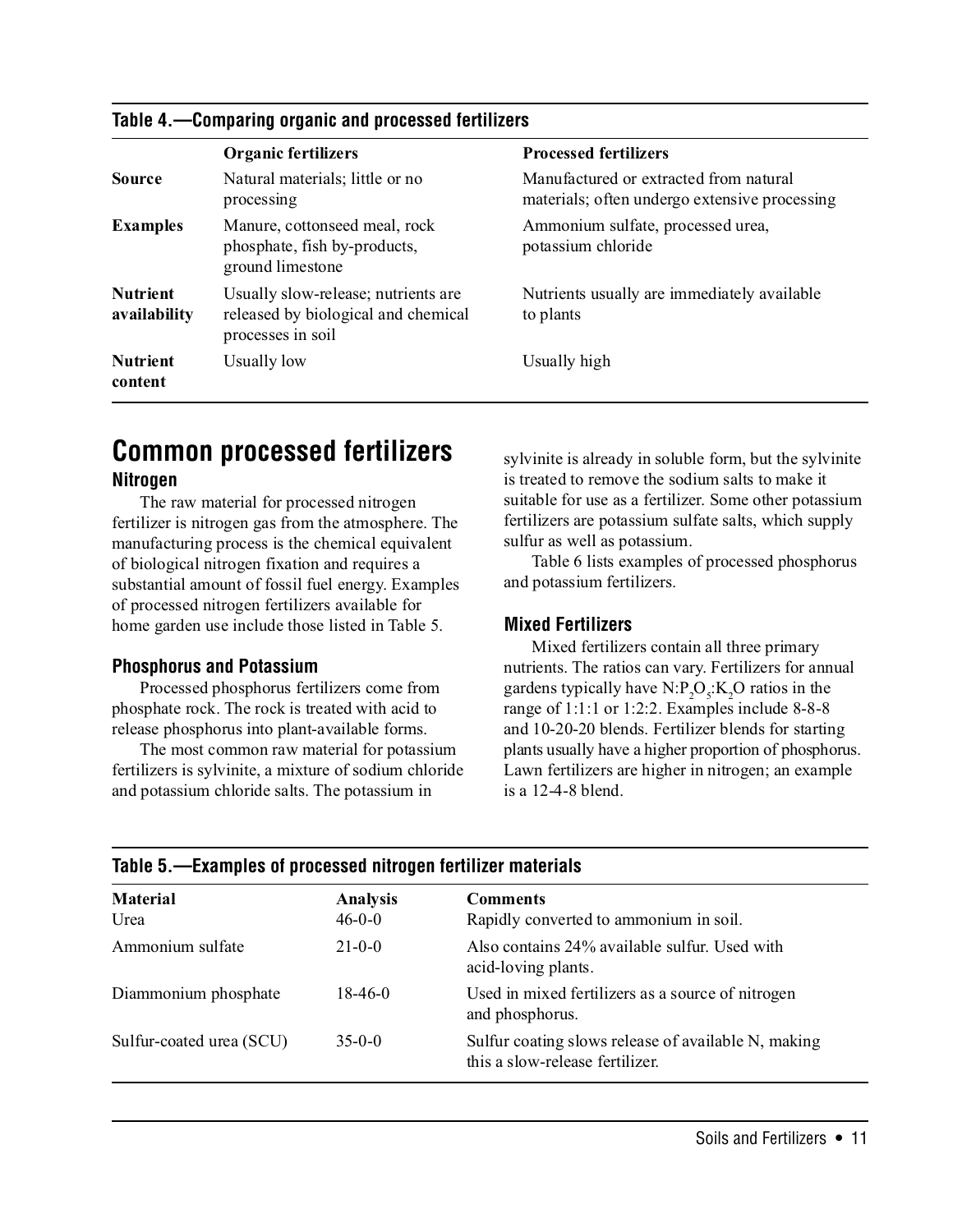**Table 4.—Comparing organic and processed fertilizers**

| | Organic fertilizers | Processed fertilizers |
|---|---|---|
| **Source** | Natural materials; little or no processing | Manufactured or extracted from natural materials; often undergo extensive processing |
| **Examples** | Manure, cottonseed meal, rock phosphate, fish by-products, ground limestone | Ammonium sulfate, processed urea, potassium chloride |
| **Nutrient availability** | Usually slow-release; nutrients are released by biological and chemical processes in soil | Nutrients usually are immediately available to plants |
| **Nutrient content** | Usually low | Usually high |

# Common processed fertilizers

### Nitrogen

The raw material for processed nitrogen fertilizer is nitrogen gas from the atmosphere. The manufacturing process is the chemical equivalent of biological nitrogen fixation and requires a substantial amount of fossil fuel energy. Examples of processed nitrogen fertilizers available for home garden use include those listed in Table 5.

### Phosphorus and Potassium

Processed phosphorus fertilizers come from phosphate rock. The rock is treated with acid to release phosphorus into plant-available forms.

The most common raw material for potassium fertilizers is sylvinite, a mixture of sodium chloride and potassium chloride salts. The potassium in sylvinite is already in soluble form, but the sylvinite is treated to remove the sodium salts to make it suitable for use as a fertilizer. Some other potassium fertilizers are potassium sulfate salts, which supply sulfur as well as potassium.

Table 6 lists examples of processed phosphorus and potassium fertilizers.

### Mixed Fertilizers

Mixed fertilizers contain all three primary nutrients. The ratios can vary. Fertilizers for annual gardens typically have $N:P_2O_5:K_2O$ ratios in the range of 1:1:1 or 1:2:2. Examples include 8-8-8 and 10-20-20 blends. Fertilizer blends for starting plants usually have a higher proportion of phosphorus. Lawn fertilizers are higher in nitrogen; an example is a 12-4-8 blend.

**Table 5.—Examples of processed nitrogen fertilizer materials**

| Material | Analysis | Comments |
|---|---|---|
| Urea | 46-0-0 | Rapidly converted to ammonium in soil. |
| Ammonium sulfate | 21-0-0 | Also contains 24% available sulfur. Used with acid-loving plants. |
| Diammonium phosphate | 18-46-0 | Used in mixed fertilizers as a source of nitrogen and phosphorus. |
| Sulfur-coated urea (SCU) | 35-0-0 | Sulfur coating slows release of available N, making this a slow-release fertilizer. |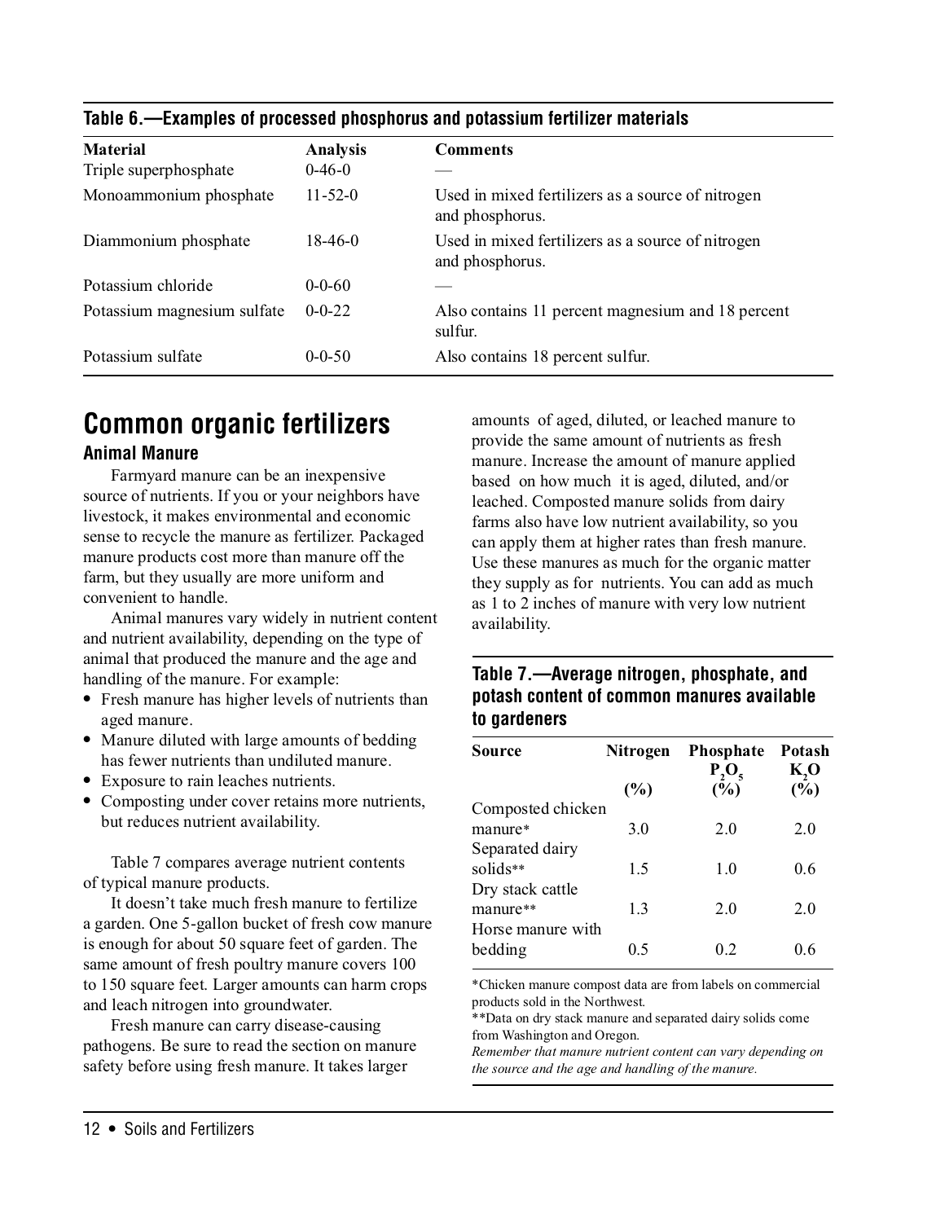**Table 6.—Examples of processed phosphorus and potassium fertilizer materials**

| Material | Analysis | Comments |
|---|---|---|
| Triple superphosphate | 0-46-0 | — |
| Monoammonium phosphate | 11-52-0 | Used in mixed fertilizers as a source of nitrogen and phosphorus. |
| Diammonium phosphate | 18-46-0 | Used in mixed fertilizers as a source of nitrogen and phosphorus. |
| Potassium chloride | 0-0-60 | — |
| Potassium magnesium sulfate | 0-0-22 | Also contains 11 percent magnesium and 18 percent sulfur. |
| Potassium sulfate | 0-0-50 | Also contains 18 percent sulfur. |

# Common organic fertilizers

## Animal Manure

Farmyard manure can be an inexpensive source of nutrients. If you or your neighbors have livestock, it makes environmental and economic sense to recycle the manure as fertilizer. Packaged manure products cost more than manure off the farm, but they usually are more uniform and convenient to handle.

Animal manures vary widely in nutrient content and nutrient availability, depending on the type of animal that produced the manure and the age and handling of the manure. For example:

- Fresh manure has higher levels of nutrients than aged manure.
- Manure diluted with large amounts of bedding has fewer nutrients than undiluted manure.
- Exposure to rain leaches nutrients.
- Composting under cover retains more nutrients, but reduces nutrient availability.

Table 7 compares average nutrient contents of typical manure products.

It doesn't take much fresh manure to fertilize a garden. One 5-gallon bucket of fresh cow manure is enough for about 50 square feet of garden. The same amount of fresh poultry manure covers 100 to 150 square feet. Larger amounts can harm crops and leach nitrogen into groundwater.

Fresh manure can carry disease-causing pathogens. Be sure to read the section on manure safety before using fresh manure. It takes larger amounts of aged, diluted, or leached manure to provide the same amount of nutrients as fresh manure. Increase the amount of manure applied based on how much it is aged, diluted, and/or leached. Composted manure solids from dairy farms also have low nutrient availability, so you can apply them at higher rates than fresh manure. Use these manures as much for the organic matter they supply as for nutrients. You can add as much as 1 to 2 inches of manure with very low nutrient availability.

**Table 7.—Average nitrogen, phosphate, and potash content of common manures available to gardeners**

| Source | Nitrogen (%) | Phosphate $P_2O_5$ (%) | Potash $K_2O$ (%) |
|---|---|---|---|
| Composted chicken manure* | 3.0 | 2.0 | 2.0 |
| Separated dairy solids** | 1.5 | 1.0 | 0.6 |
| Dry stack cattle manure** | 1.3 | 2.0 | 2.0 |
| Horse manure with bedding | 0.5 | 0.2 | 0.6 |

*Chicken manure compost data are from labels on commercial products sold in the Northwest.
**Data on dry stack manure and separated dairy solids come from Washington and Oregon.
*Remember that manure nutrient content can vary depending on the source and the age and handling of the manure.*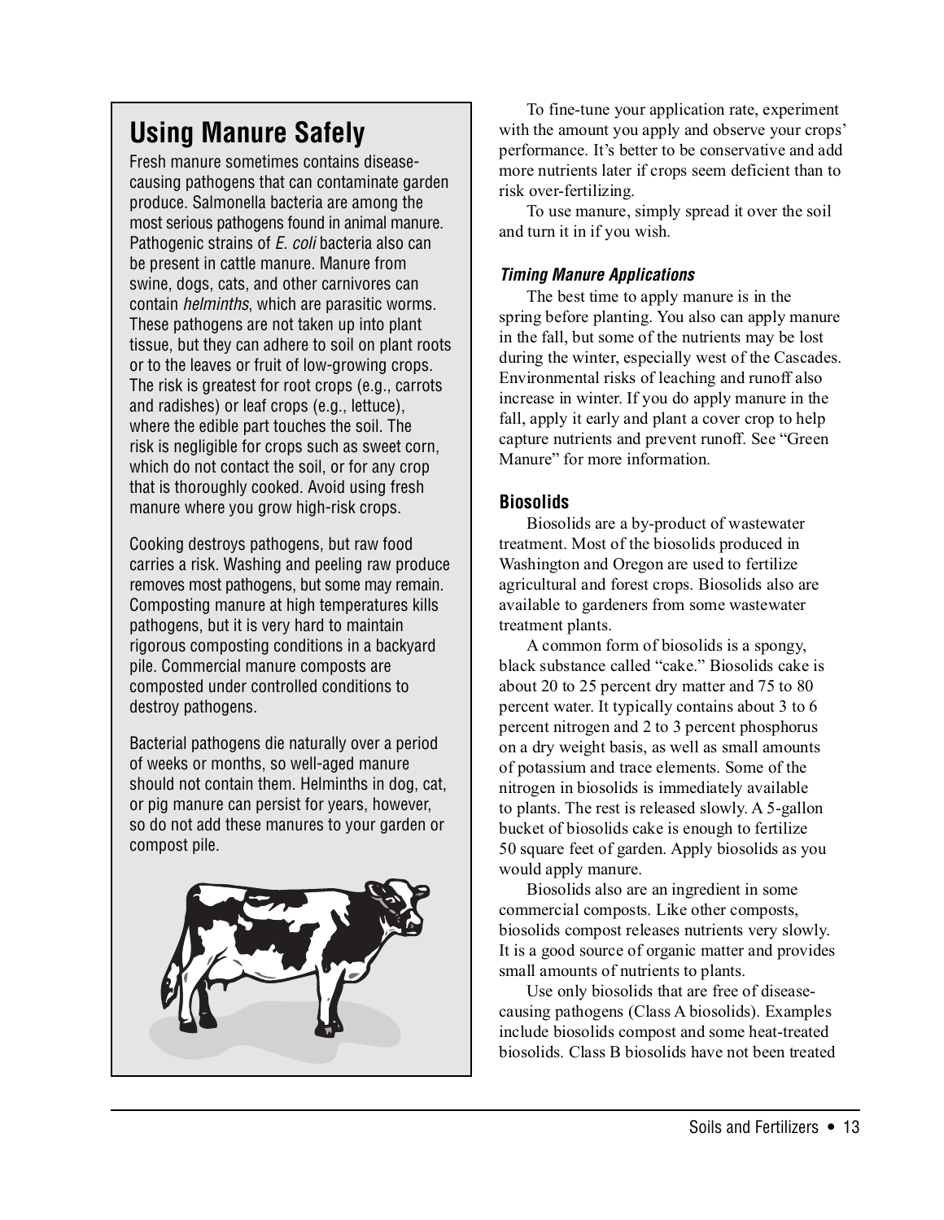## Using Manure Safely

Fresh manure sometimes contains disease-causing pathogens that can contaminate garden produce. Salmonella bacteria are among the most serious pathogens found in animal manure. Pathogenic strains of *E. coli* bacteria also can be present in cattle manure. Manure from swine, dogs, cats, and other carnivores can contain *helminths*, which are parasitic worms. These pathogens are not taken up into plant tissue, but they can adhere to soil on plant roots or to the leaves or fruit of low-growing crops. The risk is greatest for root crops (e.g., carrots and radishes) or leaf crops (e.g., lettuce), where the edible part touches the soil. The risk is negligible for crops such as sweet corn, which do not contact the soil, or for any crop that is thoroughly cooked. Avoid using fresh manure where you grow high-risk crops.

Cooking destroys pathogens, but raw food carries a risk. Washing and peeling raw produce removes most pathogens, but some may remain. Composting manure at high temperatures kills pathogens, but it is very hard to maintain rigorous composting conditions in a backyard pile. Commercial manure composts are composted under controlled conditions to destroy pathogens.

Bacterial pathogens die naturally over a period of weeks or months, so well-aged manure should not contain them. Helminths in dog, cat, or pig manure can persist for years, however, so do not add these manures to your garden or compost pile.

To fine-tune your application rate, experiment with the amount you apply and observe your crops' performance. It's better to be conservative and add more nutrients later if crops seem deficient than to risk over-fertilizing.

To use manure, simply spread it over the soil and turn it in if you wish.

#### *Timing Manure Applications*

The best time to apply manure is in the spring before planting. You also can apply manure in the fall, but some of the nutrients may be lost during the winter, especially west of the Cascades. Environmental risks of leaching and runoff also increase in winter. If you do apply manure in the fall, apply it early and plant a cover crop to help capture nutrients and prevent runoff. See "Green Manure" for more information.

### Biosolids

Biosolids are a by-product of wastewater treatment. Most of the biosolids produced in Washington and Oregon are used to fertilize agricultural and forest crops. Biosolids also are available to gardeners from some wastewater treatment plants.

A common form of biosolids is a spongy, black substance called "cake." Biosolids cake is about 20 to 25 percent dry matter and 75 to 80 percent water. It typically contains about 3 to 6 percent nitrogen and 2 to 3 percent phosphorus on a dry weight basis, as well as small amounts of potassium and trace elements. Some of the nitrogen in biosolids is immediately available to plants. The rest is released slowly. A 5-gallon bucket of biosolids cake is enough to fertilize 50 square feet of garden. Apply biosolids as you would apply manure.

Biosolids also are an ingredient in some commercial composts. Like other composts, biosolids compost releases nutrients very slowly. It is a good source of organic matter and provides small amounts of nutrients to plants.

Use only biosolids that are free of disease-causing pathogens (Class A biosolids). Examples include biosolids compost and some heat-treated biosolids. Class B biosolids have not been treated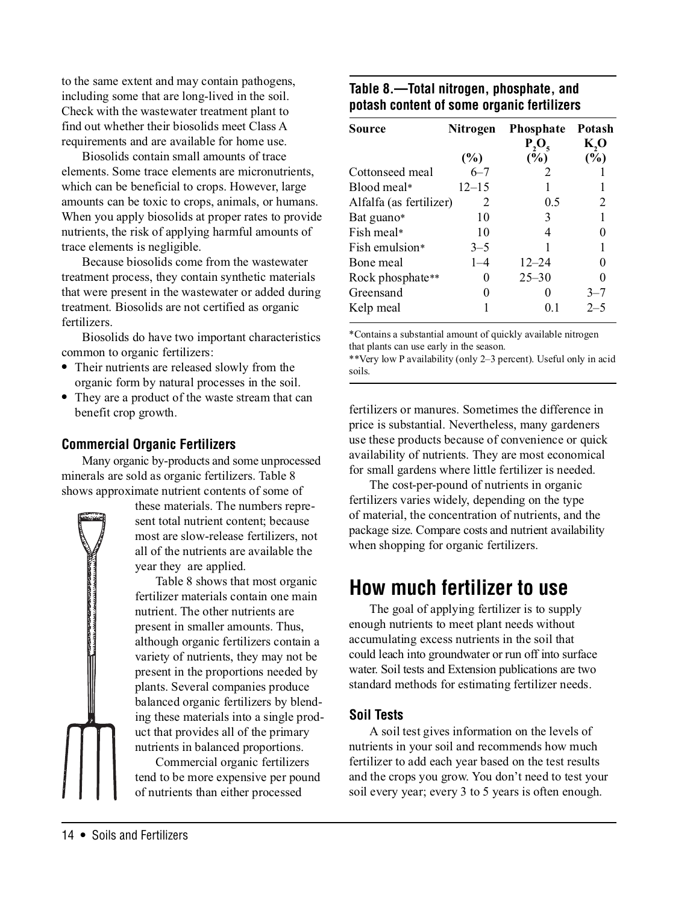to the same extent and may contain pathogens, including some that are long-lived in the soil. Check with the wastewater treatment plant to find out whether their biosolids meet Class A requirements and are available for home use.

Biosolids contain small amounts of trace elements. Some trace elements are micronutrients, which can be beneficial to crops. However, large amounts can be toxic to crops, animals, or humans. When you apply biosolids at proper rates to provide nutrients, the risk of applying harmful amounts of trace elements is negligible.

Because biosolids come from the wastewater treatment process, they contain synthetic materials that were present in the wastewater or added during treatment. Biosolids are not certified as organic fertilizers.

Biosolids do have two important characteristics common to organic fertilizers:

- Their nutrients are released slowly from the organic form by natural processes in the soil.
- They are a product of the waste stream that can benefit crop growth.

### Commercial Organic Fertilizers

Many organic by-products and some unprocessed minerals are sold as organic fertilizers. Table 8 shows approximate nutrient contents of some of these materials. The numbers represent total nutrient content; because most are slow-release fertilizers, not all of the nutrients are available the year they are applied.

Table 8 shows that most organic fertilizer materials contain one main nutrient. The other nutrients are present in smaller amounts. Thus, although organic fertilizers contain a variety of nutrients, they may not be present in the proportions needed by plants. Several companies produce balanced organic fertilizers by blending these materials into a single product that provides all of the primary nutrients in balanced proportions.

Commercial organic fertilizers tend to be more expensive per pound of nutrients than either processed fertilizers or manures. Sometimes the difference in price is substantial. Nevertheless, many gardeners use these products because of convenience or quick availability of nutrients. They are most economical for small gardens where little fertilizer is needed.

The cost-per-pound of nutrients in organic fertilizers varies widely, depending on the type of material, the concentration of nutrients, and the package size. Compare costs and nutrient availability when shopping for organic fertilizers.

**Table 8.—Total nitrogen, phosphate, and potash content of some organic fertilizers**

| Source | Nitrogen (%) | Phosphate $P_2O_5$ (%) | Potash $K_2O$ (%) |
|---|---|---|---|
| Cottonseed meal | 6–7 | 2 | 1 |
| Blood meal* | 12–15 | 1 | 1 |
| Alfalfa (as fertilizer) | 2 | 0.5 | 2 |
| Bat guano* | 10 | 3 | 1 |
| Fish meal* | 10 | 4 | 0 |
| Fish emulsion* | 3–5 | 1 | 1 |
| Bone meal | 1–4 | 12–24 | 0 |
| Rock phosphate** | 0 | 25–30 | 0 |
| Greensand | 0 | 0 | 3–7 |
| Kelp meal | 1 | 0.1 | 2–5 |

*Contains a substantial amount of quickly available nitrogen that plants can use early in the season.

**Very low P availability (only 2–3 percent). Useful only in acid soils.

# How much fertilizer to use

The goal of applying fertilizer is to supply enough nutrients to meet plant needs without accumulating excess nutrients in the soil that could leach into groundwater or run off into surface water. Soil tests and Extension publications are two standard methods for estimating fertilizer needs.

### Soil Tests

A soil test gives information on the levels of nutrients in your soil and recommends how much fertilizer to add each year based on the test results and the crops you grow. You don't need to test your soil every year; every 3 to 5 years is often enough.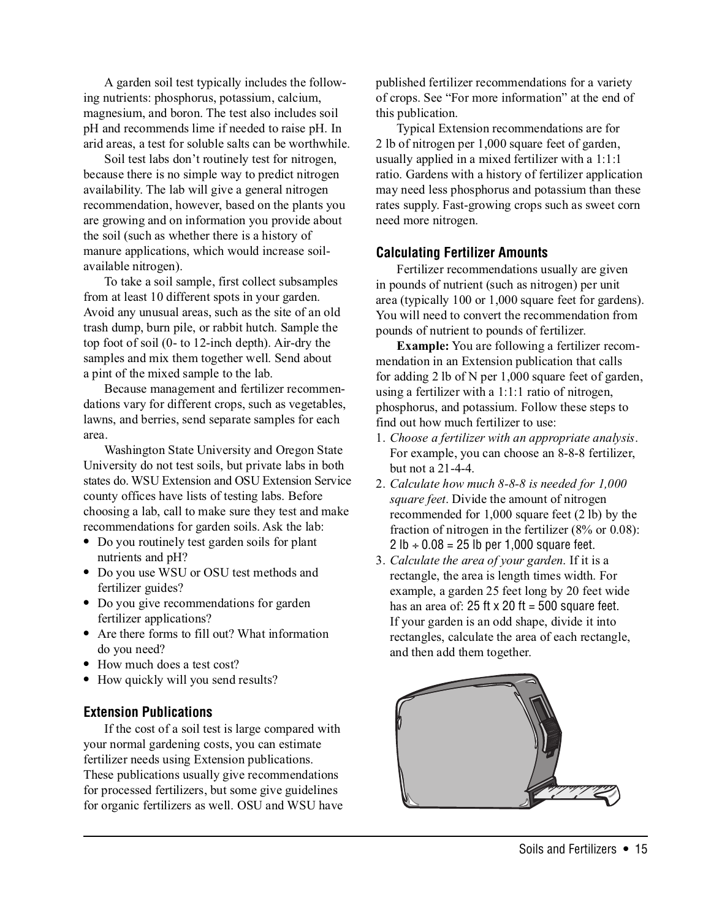A garden soil test typically includes the following nutrients: phosphorus, potassium, calcium, magnesium, and boron. The test also includes soil pH and recommends lime if needed to raise pH. In arid areas, a test for soluble salts can be worthwhile.

Soil test labs don't routinely test for nitrogen, because there is no simple way to predict nitrogen availability. The lab will give a general nitrogen recommendation, however, based on the plants you are growing and on information you provide about the soil (such as whether there is a history of manure applications, which would increase soil-available nitrogen).

To take a soil sample, first collect subsamples from at least 10 different spots in your garden. Avoid any unusual areas, such as the site of an old trash dump, burn pile, or rabbit hutch. Sample the top foot of soil (0- to 12-inch depth). Air-dry the samples and mix them together well. Send about a pint of the mixed sample to the lab.

Because management and fertilizer recommendations vary for different crops, such as vegetables, lawns, and berries, send separate samples for each area.

Washington State University and Oregon State University do not test soils, but private labs in both states do. WSU Extension and OSU Extension Service county offices have lists of testing labs. Before choosing a lab, call to make sure they test and make recommendations for garden soils. Ask the lab:

- Do you routinely test garden soils for plant nutrients and pH?
- Do you use WSU or OSU test methods and fertilizer guides?
- Do you give recommendations for garden fertilizer applications?
- Are there forms to fill out? What information do you need?
- How much does a test cost?
- How quickly will you send results?

### Extension Publications

If the cost of a soil test is large compared with your normal gardening costs, you can estimate fertilizer needs using Extension publications. These publications usually give recommendations for processed fertilizers, but some give guidelines for organic fertilizers as well. OSU and WSU have published fertilizer recommendations for a variety of crops. See "For more information" at the end of this publication.

Typical Extension recommendations are for 2 lb of nitrogen per 1,000 square feet of garden, usually applied in a mixed fertilizer with a 1:1:1 ratio. Gardens with a history of fertilizer application may need less phosphorus and potassium than these rates supply. Fast-growing crops such as sweet corn need more nitrogen.

### Calculating Fertilizer Amounts

Fertilizer recommendations usually are given in pounds of nutrient (such as nitrogen) per unit area (typically 100 or 1,000 square feet for gardens). You will need to convert the recommendation from pounds of nutrient to pounds of fertilizer.

**Example:** You are following a fertilizer recommendation in an Extension publication that calls for adding 2 lb of N per 1,000 square feet of garden, using a fertilizer with a 1:1:1 ratio of nitrogen, phosphorus, and potassium. Follow these steps to find out how much fertilizer to use:

1. *Choose a fertilizer with an appropriate analysis*. For example, you can choose an 8-8-8 fertilizer, but not a 21-4-4.
2. *Calculate how much 8-8-8 is needed for 1,000 square feet*. Divide the amount of nitrogen recommended for 1,000 square feet (2 lb) by the fraction of nitrogen in the fertilizer (8% or 0.08): 2 lb ÷ 0.08 = 25 lb per 1,000 square feet.
3. *Calculate the area of your garden*. If it is a rectangle, the area is length times width. For example, a garden 25 feet long by 20 feet wide has an area of: 25 ft x 20 ft = 500 square feet. If your garden is an odd shape, divide it into rectangles, calculate the area of each rectangle, and then add them together.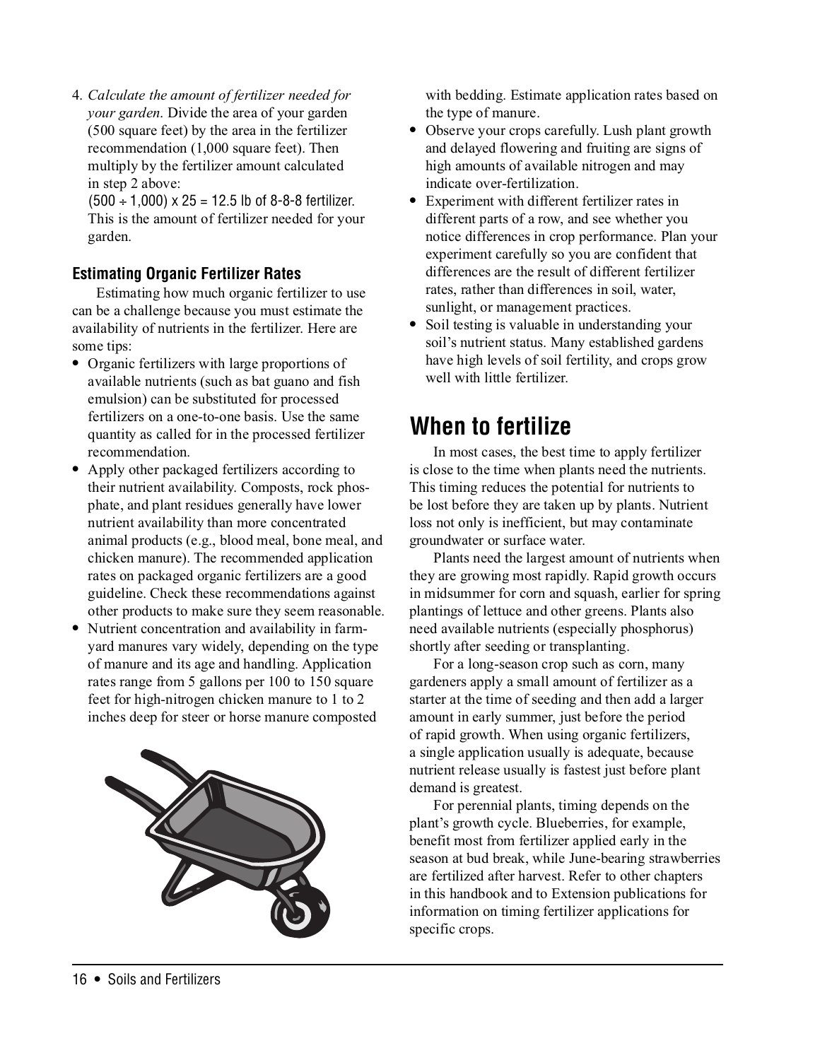4. *Calculate the amount of fertilizer needed for your garden.* Divide the area of your garden (500 square feet) by the area in the fertilizer recommendation (1,000 square feet). Then multiply by the fertilizer amount calculated in step 2 above:
   $(500 \div 1{,}000) \times 25 = 12.5$ lb of 8-8-8 fertilizer.
   This is the amount of fertilizer needed for your garden.

### Estimating Organic Fertilizer Rates

Estimating how much organic fertilizer to use can be a challenge because you must estimate the availability of nutrients in the fertilizer. Here are some tips:

- Organic fertilizers with large proportions of available nutrients (such as bat guano and fish emulsion) can be substituted for processed fertilizers on a one-to-one basis. Use the same quantity as called for in the processed fertilizer recommendation.
- Apply other packaged fertilizers according to their nutrient availability. Composts, rock phosphate, and plant residues generally have lower nutrient availability than more concentrated animal products (e.g., blood meal, bone meal, and chicken manure). The recommended application rates on packaged organic fertilizers are a good guideline. Check these recommendations against other products to make sure they seem reasonable.
- Nutrient concentration and availability in farmyard manures vary widely, depending on the type of manure and its age and handling. Application rates range from 5 gallons per 100 to 150 square feet for high-nitrogen chicken manure to 1 to 2 inches deep for steer or horse manure composted with bedding. Estimate application rates based on the type of manure.
- Observe your crops carefully. Lush plant growth and delayed flowering and fruiting are signs of high amounts of available nitrogen and may indicate over-fertilization.
- Experiment with different fertilizer rates in different parts of a row, and see whether you notice differences in crop performance. Plan your experiment carefully so you are confident that differences are the result of different fertilizer rates, rather than differences in soil, water, sunlight, or management practices.
- Soil testing is valuable in understanding your soil's nutrient status. Many established gardens have high levels of soil fertility, and crops grow well with little fertilizer.

## When to fertilize

In most cases, the best time to apply fertilizer is close to the time when plants need the nutrients. This timing reduces the potential for nutrients to be lost before they are taken up by plants. Nutrient loss not only is inefficient, but may contaminate groundwater or surface water.

Plants need the largest amount of nutrients when they are growing most rapidly. Rapid growth occurs in midsummer for corn and squash, earlier for spring plantings of lettuce and other greens. Plants also need available nutrients (especially phosphorus) shortly after seeding or transplanting.

For a long-season crop such as corn, many gardeners apply a small amount of fertilizer as a starter at the time of seeding and then add a larger amount in early summer, just before the period of rapid growth. When using organic fertilizers, a single application usually is adequate, because nutrient release usually is fastest just before plant demand is greatest.

For perennial plants, timing depends on the plant's growth cycle. Blueberries, for example, benefit most from fertilizer applied early in the season at bud break, while June-bearing strawberries are fertilized after harvest. Refer to other chapters in this handbook and to Extension publications for information on timing fertilizer applications for specific crops.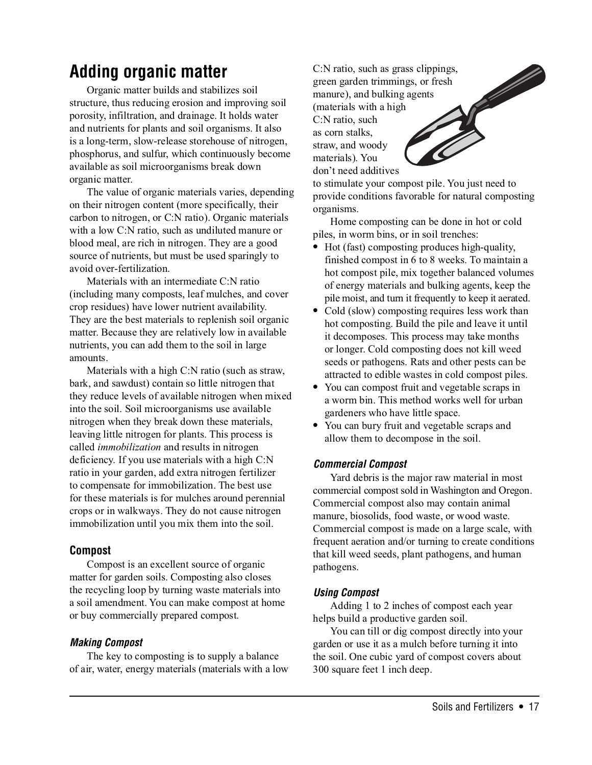# Adding organic matter

Organic matter builds and stabilizes soil structure, thus reducing erosion and improving soil porosity, infiltration, and drainage. It holds water and nutrients for plants and soil organisms. It also is a long-term, slow-release storehouse of nitrogen, phosphorus, and sulfur, which continuously become available as soil microorganisms break down organic matter.

The value of organic materials varies, depending on their nitrogen content (more specifically, their carbon to nitrogen, or C:N ratio). Organic materials with a low C:N ratio, such as undiluted manure or blood meal, are rich in nitrogen. They are a good source of nutrients, but must be used sparingly to avoid over-fertilization.

Materials with an intermediate C:N ratio (including many composts, leaf mulches, and cover crop residues) have lower nutrient availability. They are the best materials to replenish soil organic matter. Because they are relatively low in available nutrients, you can add them to the soil in large amounts.

Materials with a high C:N ratio (such as straw, bark, and sawdust) contain so little nitrogen that they reduce levels of available nitrogen when mixed into the soil. Soil microorganisms use available nitrogen when they break down these materials, leaving little nitrogen for plants. This process is called *immobilization* and results in nitrogen deficiency. If you use materials with a high C:N ratio in your garden, add extra nitrogen fertilizer to compensate for immobilization. The best use for these materials is for mulches around perennial crops or in walkways. They do not cause nitrogen immobilization until you mix them into the soil.

## Compost

Compost is an excellent source of organic matter for garden soils. Composting also closes the recycling loop by turning waste materials into a soil amendment. You can make compost at home or buy commercially prepared compost.

### *Making Compost*

The key to composting is to supply a balance of air, water, energy materials (materials with a low C:N ratio, such as grass clippings, green garden trimmings, or fresh manure), and bulking agents (materials with a high C:N ratio, such as corn stalks, straw, and woody materials). You don't need additives to stimulate your compost pile. You just need to provide conditions favorable for natural composting organisms.

Home composting can be done in hot or cold piles, in worm bins, or in soil trenches:

- Hot (fast) composting produces high-quality, finished compost in 6 to 8 weeks. To maintain a hot compost pile, mix together balanced volumes of energy materials and bulking agents, keep the pile moist, and turn it frequently to keep it aerated.
- Cold (slow) composting requires less work than hot composting. Build the pile and leave it until it decomposes. This process may take months or longer. Cold composting does not kill weed seeds or pathogens. Rats and other pests can be attracted to edible wastes in cold compost piles.
- You can compost fruit and vegetable scraps in a worm bin. This method works well for urban gardeners who have little space.
- You can bury fruit and vegetable scraps and allow them to decompose in the soil.

### *Commercial Compost*

Yard debris is the major raw material in most commercial compost sold in Washington and Oregon. Commercial compost also may contain animal manure, biosolids, food waste, or wood waste. Commercial compost is made on a large scale, with frequent aeration and/or turning to create conditions that kill weed seeds, plant pathogens, and human pathogens.

### *Using Compost*

Adding 1 to 2 inches of compost each year helps build a productive garden soil.

You can till or dig compost directly into your garden or use it as a mulch before turning it into the soil. One cubic yard of compost covers about 300 square feet 1 inch deep.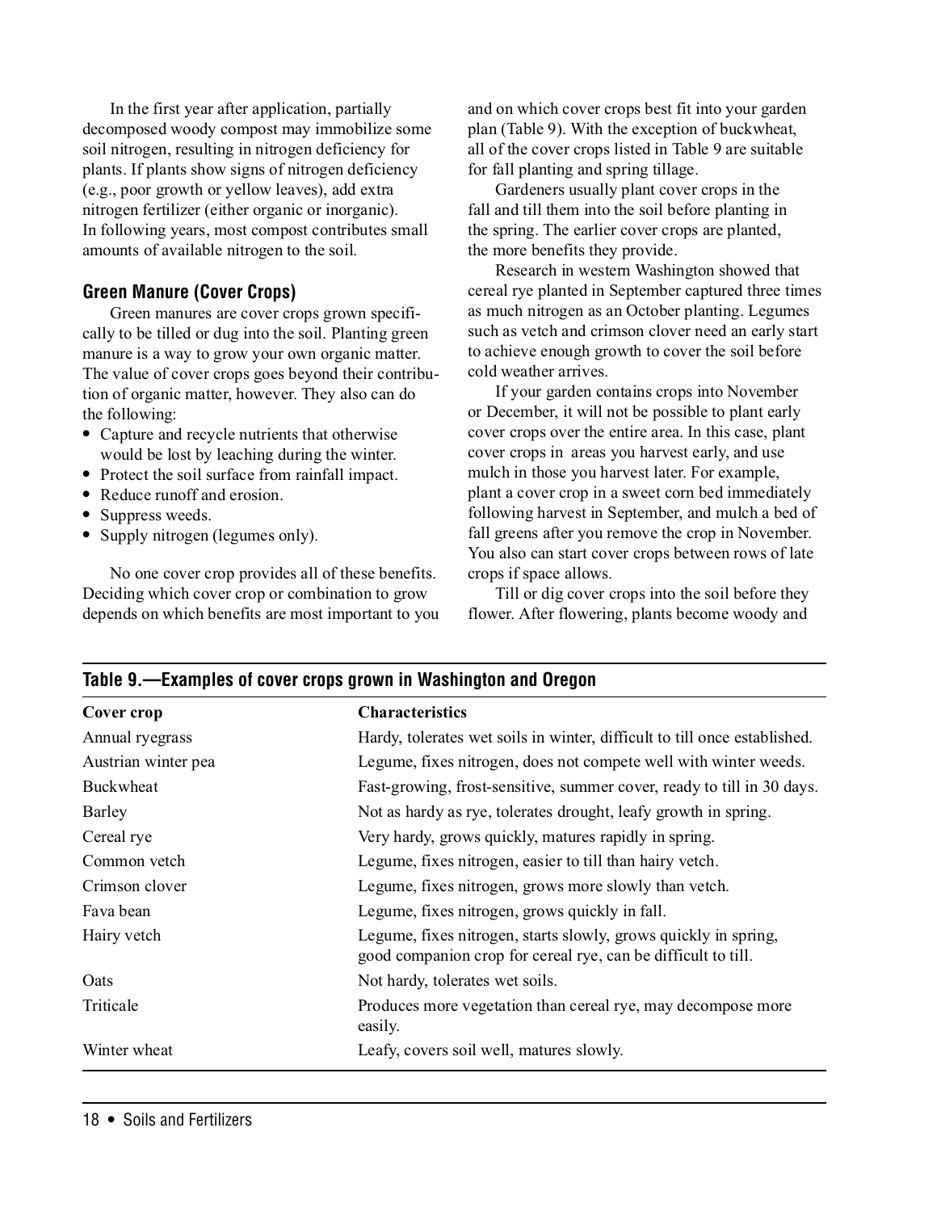In the first year after application, partially decomposed woody compost may immobilize some soil nitrogen, resulting in nitrogen deficiency for plants. If plants show signs of nitrogen deficiency (e.g., poor growth or yellow leaves), add extra nitrogen fertilizer (either organic or inorganic). In following years, most compost contributes small amounts of available nitrogen to the soil.

### Green Manure (Cover Crops)

Green manures are cover crops grown specifically to be tilled or dug into the soil. Planting green manure is a way to grow your own organic matter. The value of cover crops goes beyond their contribution of organic matter, however. They also can do the following:

- Capture and recycle nutrients that otherwise would be lost by leaching during the winter.
- Protect the soil surface from rainfall impact.
- Reduce runoff and erosion.
- Suppress weeds.
- Supply nitrogen (legumes only).

No one cover crop provides all of these benefits. Deciding which cover crop or combination to grow depends on which benefits are most important to you and on which cover crops best fit into your garden plan (Table 9). With the exception of buckwheat, all of the cover crops listed in Table 9 are suitable for fall planting and spring tillage.

Gardeners usually plant cover crops in the fall and till them into the soil before planting in the spring. The earlier cover crops are planted, the more benefits they provide.

Research in western Washington showed that cereal rye planted in September captured three times as much nitrogen as an October planting. Legumes such as vetch and crimson clover need an early start to achieve enough growth to cover the soil before cold weather arrives.

If your garden contains crops into November or December, it will not be possible to plant early cover crops over the entire area. In this case, plant cover crops in areas you harvest early, and use mulch in those you harvest later. For example, plant a cover crop in a sweet corn bed immediately following harvest in September, and mulch a bed of fall greens after you remove the crop in November. You also can start cover crops between rows of late crops if space allows.

Till or dig cover crops into the soil before they flower. After flowering, plants become woody and

**Table 9.—Examples of cover crops grown in Washington and Oregon**

| Cover crop | Characteristics |
|---|---|
| Annual ryegrass | Hardy, tolerates wet soils in winter, difficult to till once established. |
| Austrian winter pea | Legume, fixes nitrogen, does not compete well with winter weeds. |
| Buckwheat | Fast-growing, frost-sensitive, summer cover, ready to till in 30 days. |
| Barley | Not as hardy as rye, tolerates drought, leafy growth in spring. |
| Cereal rye | Very hardy, grows quickly, matures rapidly in spring. |
| Common vetch | Legume, fixes nitrogen, easier to till than hairy vetch. |
| Crimson clover | Legume, fixes nitrogen, grows more slowly than vetch. |
| Fava bean | Legume, fixes nitrogen, grows quickly in fall. |
| Hairy vetch | Legume, fixes nitrogen, starts slowly, grows quickly in spring, good companion crop for cereal rye, can be difficult to till. |
| Oats | Not hardy, tolerates wet soils. |
| Triticale | Produces more vegetation than cereal rye, may decompose more easily. |
| Winter wheat | Leafy, covers soil well, matures slowly. |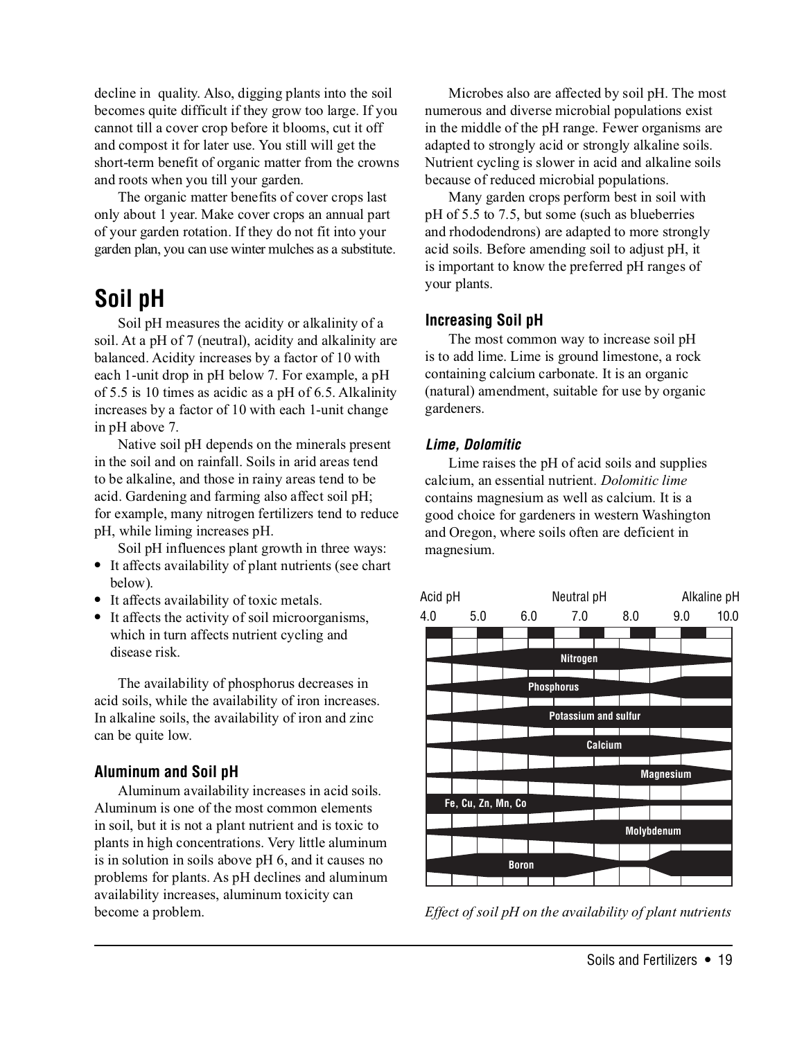decline in quality. Also, digging plants into the soil becomes quite difficult if they grow too large. If you cannot till a cover crop before it blooms, cut it off and compost it for later use. You still will get the short-term benefit of organic matter from the crowns and roots when you till your garden.

The organic matter benefits of cover crops last only about 1 year. Make cover crops an annual part of your garden rotation. If they do not fit into your garden plan, you can use winter mulches as a substitute.

## Soil pH

Soil pH measures the acidity or alkalinity of a soil. At a pH of 7 (neutral), acidity and alkalinity are balanced. Acidity increases by a factor of 10 with each 1-unit drop in pH below 7. For example, a pH of 5.5 is 10 times as acidic as a pH of 6.5. Alkalinity increases by a factor of 10 with each 1-unit change in pH above 7.

Native soil pH depends on the minerals present in the soil and on rainfall. Soils in arid areas tend to be alkaline, and those in rainy areas tend to be acid. Gardening and farming also affect soil pH; for example, many nitrogen fertilizers tend to reduce pH, while liming increases pH.

Soil pH influences plant growth in three ways:

- It affects availability of plant nutrients (see chart below).
- It affects availability of toxic metals.
- It affects the activity of soil microorganisms, which in turn affects nutrient cycling and disease risk.

The availability of phosphorus decreases in acid soils, while the availability of iron increases. In alkaline soils, the availability of iron and zinc can be quite low.

### Aluminum and Soil pH

Aluminum availability increases in acid soils. Aluminum is one of the most common elements in soil, but it is not a plant nutrient and is toxic to plants in high concentrations. Very little aluminum is in solution in soils above pH 6, and it causes no problems for plants. As pH declines and aluminum availability increases, aluminum toxicity can become a problem.

Microbes also are affected by soil pH. The most numerous and diverse microbial populations exist in the middle of the pH range. Fewer organisms are adapted to strongly acid or strongly alkaline soils. Nutrient cycling is slower in acid and alkaline soils because of reduced microbial populations.

Many garden crops perform best in soil with pH of 5.5 to 7.5, but some (such as blueberries and rhododendrons) are adapted to more strongly acid soils. Before amending soil to adjust pH, it is important to know the preferred pH ranges of your plants.

### Increasing Soil pH

The most common way to increase soil pH is to add lime. Lime is ground limestone, a rock containing calcium carbonate. It is an organic (natural) amendment, suitable for use by organic gardeners.

#### *Lime, Dolomitic*

Lime raises the pH of acid soils and supplies calcium, an essential nutrient. *Dolomitic lime* contains magnesium as well as calcium. It is a good choice for gardeners in western Washington and Oregon, where soils often are deficient in magnesium.

Acid pH — Neutral pH — Alkaline pH

4.0 5.0 6.0 7.0 8.0 9.0 10.0

Nitrogen

Phosphorus

Potassium and sulfur

Calcium

Magnesium

Fe, Cu, Zn, Mn, Co

Molybdenum

Boron

*Effect of soil pH on the availability of plant nutrients*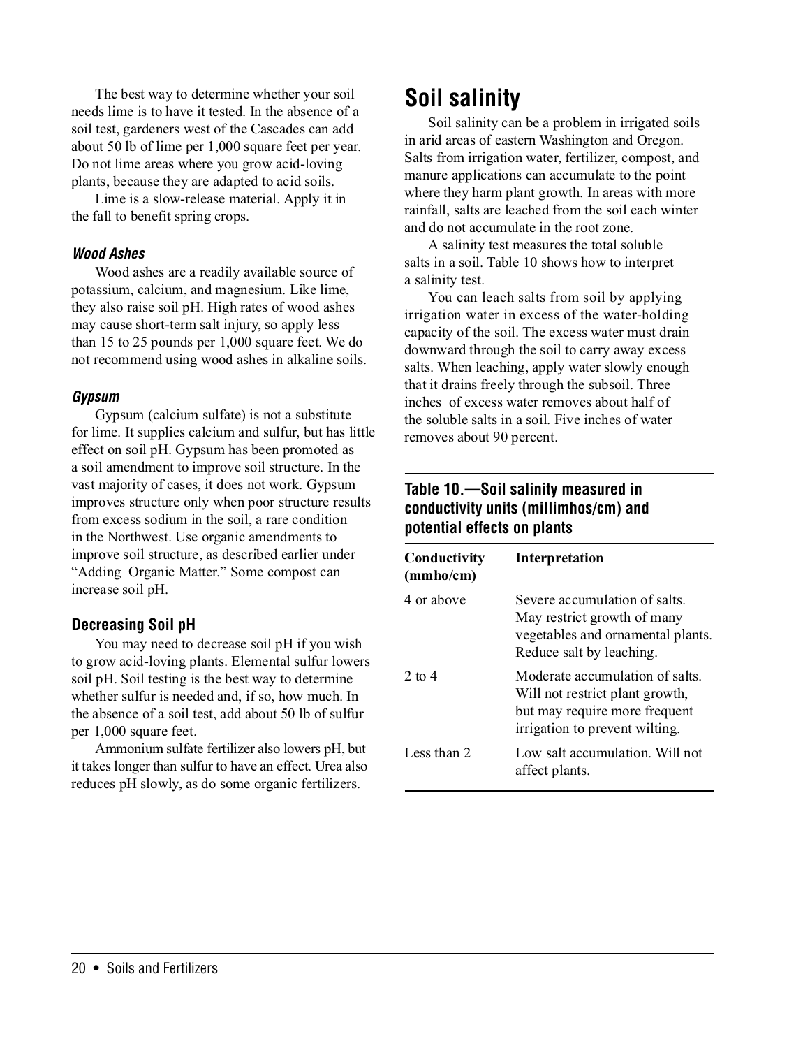The best way to determine whether your soil needs lime is to have it tested. In the absence of a soil test, gardeners west of the Cascades can add about 50 lb of lime per 1,000 square feet per year. Do not lime areas where you grow acid-loving plants, because they are adapted to acid soils.

Lime is a slow-release material. Apply it in the fall to benefit spring crops.

#### *Wood Ashes*

Wood ashes are a readily available source of potassium, calcium, and magnesium. Like lime, they also raise soil pH. High rates of wood ashes may cause short-term salt injury, so apply less than 15 to 25 pounds per 1,000 square feet. We do not recommend using wood ashes in alkaline soils.

#### *Gypsum*

Gypsum (calcium sulfate) is not a substitute for lime. It supplies calcium and sulfur, but has little effect on soil pH. Gypsum has been promoted as a soil amendment to improve soil structure. In the vast majority of cases, it does not work. Gypsum improves structure only when poor structure results from excess sodium in the soil, a rare condition in the Northwest. Use organic amendments to improve soil structure, as described earlier under "Adding Organic Matter." Some compost can increase soil pH.

### Decreasing Soil pH

You may need to decrease soil pH if you wish to grow acid-loving plants. Elemental sulfur lowers soil pH. Soil testing is the best way to determine whether sulfur is needed and, if so, how much. In the absence of a soil test, add about 50 lb of sulfur per 1,000 square feet.

Ammonium sulfate fertilizer also lowers pH, but it takes longer than sulfur to have an effect. Urea also reduces pH slowly, as do some organic fertilizers.

## Soil salinity

Soil salinity can be a problem in irrigated soils in arid areas of eastern Washington and Oregon. Salts from irrigation water, fertilizer, compost, and manure applications can accumulate to the point where they harm plant growth. In areas with more rainfall, salts are leached from the soil each winter and do not accumulate in the root zone.

A salinity test measures the total soluble salts in a soil. Table 10 shows how to interpret a salinity test.

You can leach salts from soil by applying irrigation water in excess of the water-holding capacity of the soil. The excess water must drain downward through the soil to carry away excess salts. When leaching, apply water slowly enough that it drains freely through the subsoil. Three inches of excess water removes about half of the soluble salts in a soil. Five inches of water removes about 90 percent.

**Table 10.—Soil salinity measured in conductivity units (millimhos/cm) and potential effects on plants**

| Conductivity (mmho/cm) | Interpretation |
|---|---|
| 4 or above | Severe accumulation of salts. May restrict growth of many vegetables and ornamental plants. Reduce salt by leaching. |
| 2 to 4 | Moderate accumulation of salts. Will not restrict plant growth, but may require more frequent irrigation to prevent wilting. |
| Less than 2 | Low salt accumulation. Will not affect plants. |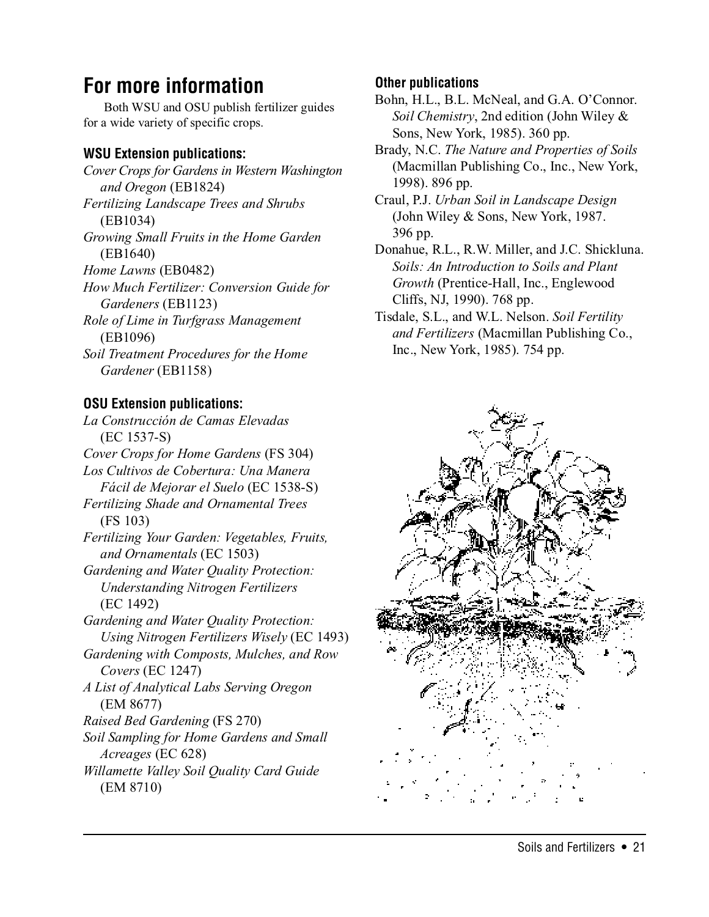## For more information

Both WSU and OSU publish fertilizer guides for a wide variety of specific crops.

### WSU Extension publications:

*Cover Crops for Gardens in Western Washington and Oregon* (EB1824)
*Fertilizing Landscape Trees and Shrubs* (EB1034)
*Growing Small Fruits in the Home Garden* (EB1640)
*Home Lawns* (EB0482)
*How Much Fertilizer: Conversion Guide for Gardeners* (EB1123)
*Role of Lime in Turfgrass Management* (EB1096)
*Soil Treatment Procedures for the Home Gardener* (EB1158)

### OSU Extension publications:

*La Construcción de Camas Elevadas* (EC 1537-S)
*Cover Crops for Home Gardens* (FS 304)
*Los Cultivos de Cobertura: Una Manera Fácil de Mejorar el Suelo* (EC 1538-S)
*Fertilizing Shade and Ornamental Trees* (FS 103)
*Fertilizing Your Garden: Vegetables, Fruits, and Ornamentals* (EC 1503)
*Gardening and Water Quality Protection: Understanding Nitrogen Fertilizers* (EC 1492)
*Gardening and Water Quality Protection: Using Nitrogen Fertilizers Wisely* (EC 1493)
*Gardening with Composts, Mulches, and Row Covers* (EC 1247)
*A List of Analytical Labs Serving Oregon* (EM 8677)
*Raised Bed Gardening* (FS 270)
*Soil Sampling for Home Gardens and Small Acreages* (EC 628)
*Willamette Valley Soil Quality Card Guide* (EM 8710)

### Other publications

Bohn, H.L., B.L. McNeal, and G.A. O'Connor. *Soil Chemistry*, 2nd edition (John Wiley & Sons, New York, 1985). 360 pp.

Brady, N.C. *The Nature and Properties of Soils* (Macmillan Publishing Co., Inc., New York, 1998). 896 pp.

Craul, P.J. *Urban Soil in Landscape Design* (John Wiley & Sons, New York, 1987. 396 pp.

Donahue, R.L., R.W. Miller, and J.C. Shickluna. *Soils: An Introduction to Soils and Plant Growth* (Prentice-Hall, Inc., Englewood Cliffs, NJ, 1990). 768 pp.

Tisdale, S.L., and W.L. Nelson. *Soil Fertility and Fertilizers* (Macmillan Publishing Co., Inc., New York, 1985). 754 pp.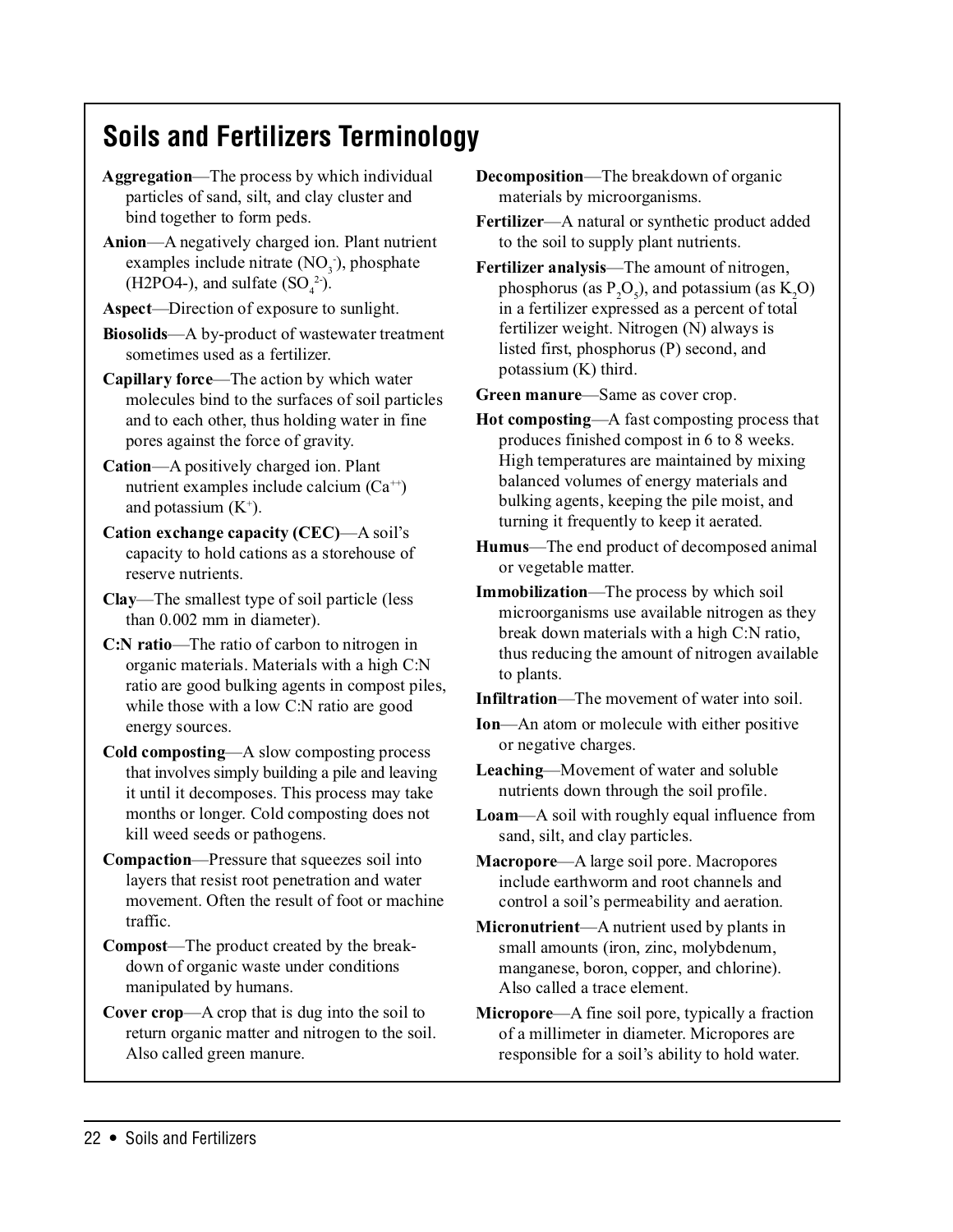## Soils and Fertilizers Terminology

**Aggregation**—The process by which individual particles of sand, silt, and clay cluster and bind together to form peds.

**Anion**—A negatively charged ion. Plant nutrient examples include nitrate ($NO_3^-$), phosphate (H2PO4-), and sulfate ($SO_4^{2-}$).

**Aspect**—Direction of exposure to sunlight.

**Biosolids**—A by-product of wastewater treatment sometimes used as a fertilizer.

**Capillary force**—The action by which water molecules bind to the surfaces of soil particles and to each other, thus holding water in fine pores against the force of gravity.

**Cation**—A positively charged ion. Plant nutrient examples include calcium ($Ca^{++}$) and potassium ($K^+$).

**Cation exchange capacity (CEC)**—A soil's capacity to hold cations as a storehouse of reserve nutrients.

**Clay**—The smallest type of soil particle (less than 0.002 mm in diameter).

**C:N ratio**—The ratio of carbon to nitrogen in organic materials. Materials with a high C:N ratio are good bulking agents in compost piles, while those with a low C:N ratio are good energy sources.

**Cold composting**—A slow composting process that involves simply building a pile and leaving it until it decomposes. This process may take months or longer. Cold composting does not kill weed seeds or pathogens.

**Compaction**—Pressure that squeezes soil into layers that resist root penetration and water movement. Often the result of foot or machine traffic.

**Compost**—The product created by the breakdown of organic waste under conditions manipulated by humans.

**Cover crop**—A crop that is dug into the soil to return organic matter and nitrogen to the soil. Also called green manure.

**Decomposition**—The breakdown of organic materials by microorganisms.

**Fertilizer**—A natural or synthetic product added to the soil to supply plant nutrients.

**Fertilizer analysis**—The amount of nitrogen, phosphorus (as $P_2O_5$), and potassium (as $K_2O$) in a fertilizer expressed as a percent of total fertilizer weight. Nitrogen (N) always is listed first, phosphorus (P) second, and potassium (K) third.

**Green manure**—Same as cover crop.

**Hot composting**—A fast composting process that produces finished compost in 6 to 8 weeks. High temperatures are maintained by mixing balanced volumes of energy materials and bulking agents, keeping the pile moist, and turning it frequently to keep it aerated.

**Humus**—The end product of decomposed animal or vegetable matter.

**Immobilization**—The process by which soil microorganisms use available nitrogen as they break down materials with a high C:N ratio, thus reducing the amount of nitrogen available to plants.

**Infiltration**—The movement of water into soil.

**Ion**—An atom or molecule with either positive or negative charges.

**Leaching**—Movement of water and soluble nutrients down through the soil profile.

**Loam**—A soil with roughly equal influence from sand, silt, and clay particles.

**Macropore**—A large soil pore. Macropores include earthworm and root channels and control a soil's permeability and aeration.

**Micronutrient**—A nutrient used by plants in small amounts (iron, zinc, molybdenum, manganese, boron, copper, and chlorine). Also called a trace element.

**Micropore**—A fine soil pore, typically a fraction of a millimeter in diameter. Micropores are responsible for a soil's ability to hold water.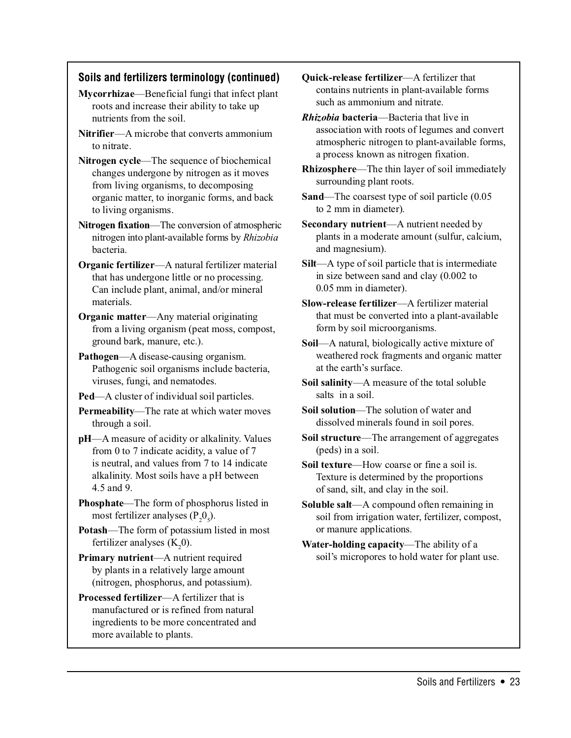### Soils and fertilizers terminology (continued)

**Mycorrhizae**—Beneficial fungi that infect plant roots and increase their ability to take up nutrients from the soil.

**Nitrifier**—A microbe that converts ammonium to nitrate.

**Nitrogen cycle**—The sequence of biochemical changes undergone by nitrogen as it moves from living organisms, to decomposing organic matter, to inorganic forms, and back to living organisms.

**Nitrogen fixation**—The conversion of atmospheric nitrogen into plant-available forms by *Rhizobia* bacteria.

**Organic fertilizer**—A natural fertilizer material that has undergone little or no processing. Can include plant, animal, and/or mineral materials.

**Organic matter**—Any material originating from a living organism (peat moss, compost, ground bark, manure, etc.).

**Pathogen**—A disease-causing organism. Pathogenic soil organisms include bacteria, viruses, fungi, and nematodes.

**Ped**—A cluster of individual soil particles.

**Permeability**—The rate at which water moves through a soil.

**pH**—A measure of acidity or alkalinity. Values from 0 to 7 indicate acidity, a value of 7 is neutral, and values from 7 to 14 indicate alkalinity. Most soils have a pH between 4.5 and 9.

**Phosphate**—The form of phosphorus listed in most fertilizer analyses ($P_2O_5$).

**Potash**—The form of potassium listed in most fertilizer analyses ($K_2O$).

**Primary nutrient**—A nutrient required by plants in a relatively large amount (nitrogen, phosphorus, and potassium).

**Processed fertilizer**—A fertilizer that is manufactured or is refined from natural ingredients to be more concentrated and more available to plants.

**Quick-release fertilizer**—A fertilizer that contains nutrients in plant-available forms such as ammonium and nitrate.

***Rhizobia* bacteria**—Bacteria that live in association with roots of legumes and convert atmospheric nitrogen to plant-available forms, a process known as nitrogen fixation.

**Rhizosphere**—The thin layer of soil immediately surrounding plant roots.

**Sand**—The coarsest type of soil particle (0.05 to 2 mm in diameter).

**Secondary nutrient**—A nutrient needed by plants in a moderate amount (sulfur, calcium, and magnesium).

**Silt**—A type of soil particle that is intermediate in size between sand and clay (0.002 to 0.05 mm in diameter).

**Slow-release fertilizer**—A fertilizer material that must be converted into a plant-available form by soil microorganisms.

**Soil**—A natural, biologically active mixture of weathered rock fragments and organic matter at the earth's surface.

**Soil salinity**—A measure of the total soluble salts in a soil.

**Soil solution**—The solution of water and dissolved minerals found in soil pores.

**Soil structure**—The arrangement of aggregates (peds) in a soil.

**Soil texture**—How coarse or fine a soil is. Texture is determined by the proportions of sand, silt, and clay in the soil.

**Soluble salt**—A compound often remaining in soil from irrigation water, fertilizer, compost, or manure applications.

**Water-holding capacity**—The ability of a soil's micropores to hold water for plant use.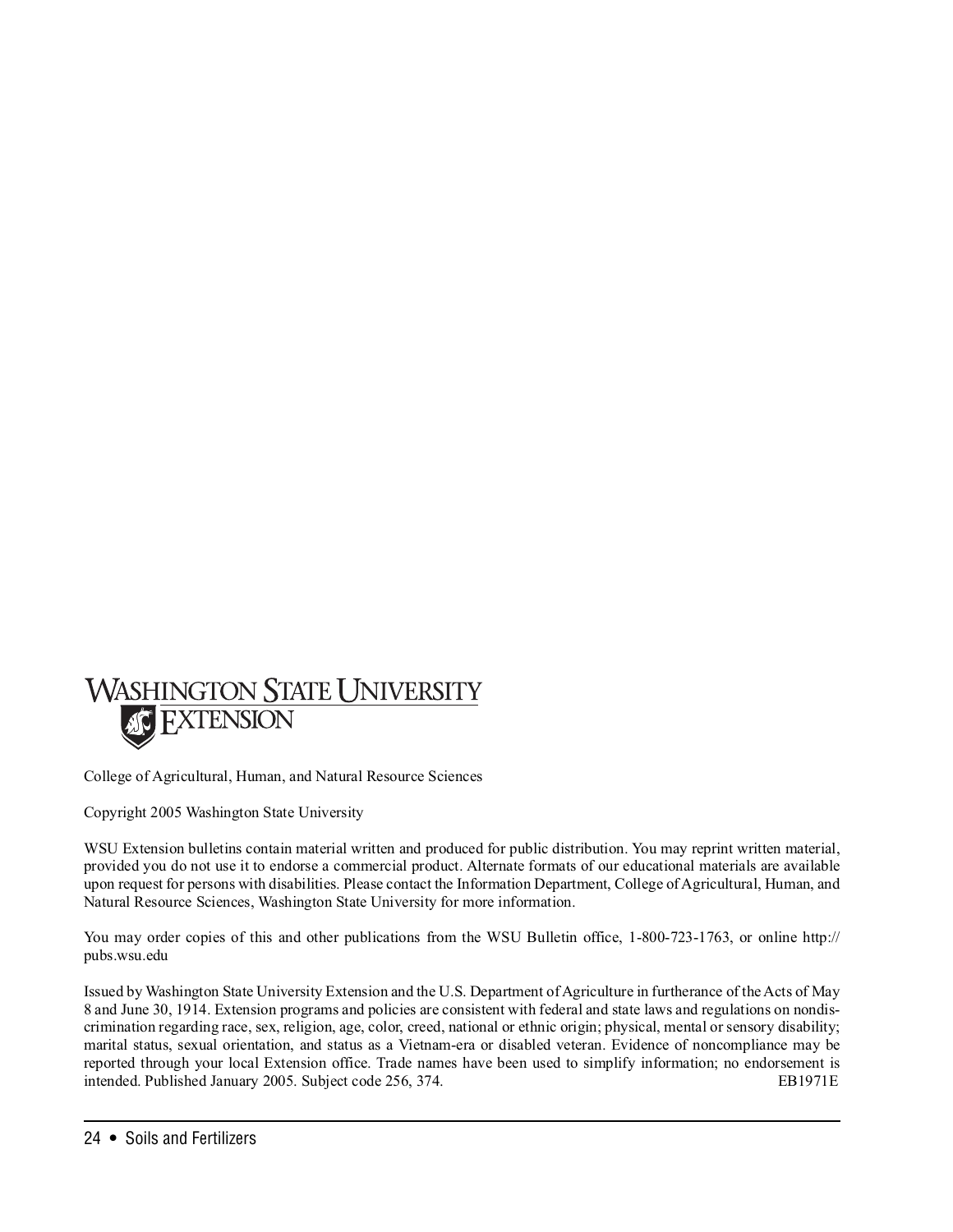WASHINGTON STATE UNIVERSITY
EXTENSION

College of Agricultural, Human, and Natural Resource Sciences

Copyright 2005 Washington State University

WSU Extension bulletins contain material written and produced for public distribution. You may reprint written material, provided you do not use it to endorse a commercial product. Alternate formats of our educational materials are available upon request for persons with disabilities. Please contact the Information Department, College of Agricultural, Human, and Natural Resource Sciences, Washington State University for more information.

You may order copies of this and other publications from the WSU Bulletin office, 1-800-723-1763, or online http://pubs.wsu.edu

Issued by Washington State University Extension and the U.S. Department of Agriculture in furtherance of the Acts of May 8 and June 30, 1914. Extension programs and policies are consistent with federal and state laws and regulations on nondiscrimination regarding race, sex, religion, age, color, creed, national or ethnic origin; physical, mental or sensory disability; marital status, sexual orientation, and status as a Vietnam-era or disabled veteran. Evidence of noncompliance may be reported through your local Extension office. Trade names have been used to simplify information; no endorsement is intended. Published January 2005. Subject code 256, 374. EB1971E